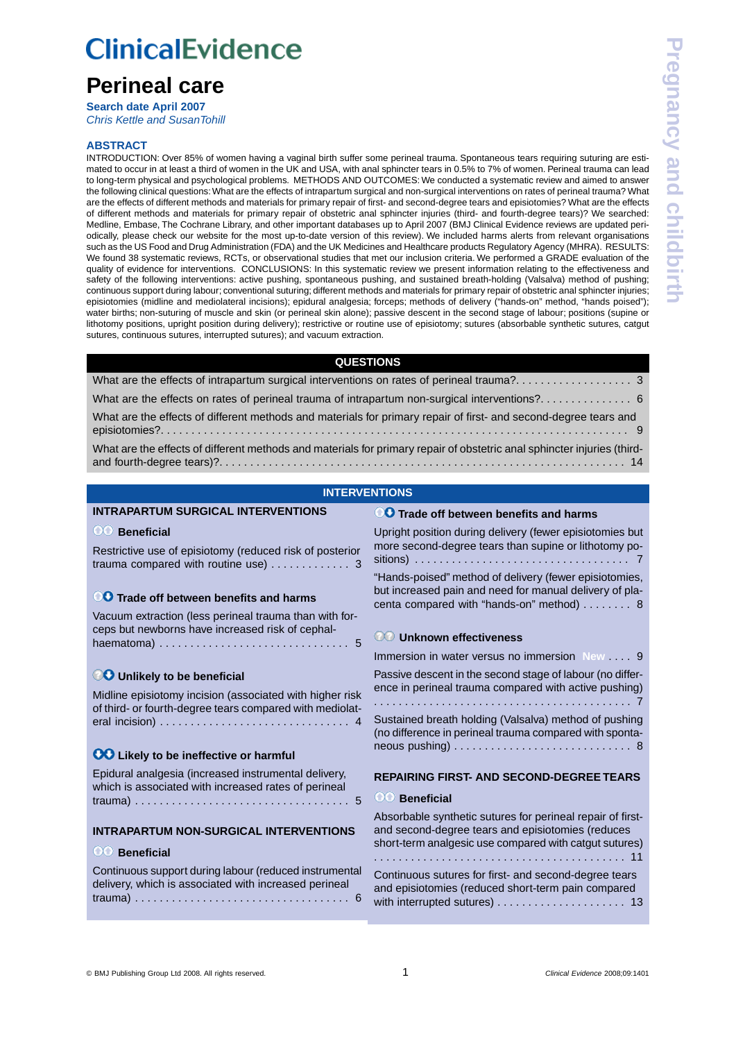# ClinicalEvidence

# Perineal care

**Search date April 2007**

*Chris Kettle and SusanTohill*

## ABSTRACT

INTRODUCTION: Over 85% of women having a vaginal birth suffer some perineal trauma. Spontaneous tears requiring suturing are estimated to occur in at least a third of women in the UK and USA, with anal sphincter tears in 0.5% to 7% of women. Perineal trauma can lead to long-term physical and psychological problems. METHODS AND OUTCOMES: We conducted a systematic review and aimed to answer the following clinical questions: What are the effects of intrapartum surgical and non-surgical interventions on rates of perineal trauma? What are the effects of different methods and materials for primary repair of first- and second-degree tears and episiotomies? What are the effects of different methods and materials for primary repair of obstetric anal sphincter injuries (third- and fourth-degree tears)? We searched: Medline, Embase, The Cochrane Library, and other important databases up to April 2007 (BMJ Clinical Evidence reviews are updated periodically, please check our website for the most up-to-date version of this review). We included harms alerts from relevant organisations such as the US Food and Drug Administration (FDA) and the UK Medicines and Healthcare products Regulatory Agency (MHRA). RESULTS: We found 38 systematic reviews, RCTs, or observational studies that met our inclusion criteria. We performed a GRADE evaluation of the quality of evidence for interventions. CONCLUSIONS: In this systematic review we present information relating to the effectiveness and safety of the following interventions: active pushing, spontaneous pushing, and sustained breath-holding (Valsalva) method of pushing; continuous support during labour; conventional suturing; different methods and materials for primary repair of obstetric anal sphincter injuries; episiotomies (midline and mediolateral incisions); epidural analgesia; forceps; methods of delivery ("hands-on" method, "hands poised"); water births; non-suturing of muscle and skin (or perineal skin alone); passive descent in the second stage of labour; positions (supine or lithotomy positions, upright position during delivery); restrictive or routine use of episiotomy; sutures (absorbable synthetic sutures, catgut sutures, continuous sutures, interrupted sutures); and vacuum extraction.

## QUESTIONS

What are the effects of intrapartum surgical interventions on rates of perineal trauma? . . . 3

What are the effects on rates of perineal trauma of intrapartum non-surgical interventions? . . . 6

What are the effects of different methods and materials for primary repair of first- and second-degree tears and episiotomies? . . . 9

What are the effects of different methods and materials for primary repair of obstetric anal sphincter injuries (third- and fourth-degree tears)? . . . 14

## INTERVENTIONS

### INTRAPARTUM SURGICAL INTERVENTIONS

**Beneficial**

Restrictive use of episiotomy (reduced risk of posterior trauma compared with routine use) . . . 3

**Trade off between benefits and harms**

Vacuum extraction (less perineal trauma than with forceps but newborns have increased risk of cephalhaematoma) . . . 5

**Unlikely to be beneficial**

Midline episiotomy incision (associated with higher risk of third- or fourth-degree tears compared with mediolateral incision) . . . 4

**Likely to be ineffective or harmful**

Epidural analgesia (increased instrumental delivery, which is associated with increased rates of perineal trauma) . . . 5

### INTRAPARTUM NON-SURGICAL INTERVENTIONS

**Beneficial**

Continuous support during labour (reduced instrumental delivery, which is associated with increased perineal trauma) . . . 6

**Trade off between benefits and harms**

Upright position during delivery (fewer episiotomies but more second-degree tears than supine or lithotomy positions) . . . 7

"Hands-poised" method of delivery (fewer episiotomies, but increased pain and need for manual delivery of placenta compared with "hands-on" method) . . . 8

**Unknown effectiveness**

Immersion in water versus no immersion New . . . 9

Passive descent in the second stage of labour (no difference in perineal trauma compared with active pushing) . . . 7

Sustained breath holding (Valsalva) method of pushing (no difference in perineal trauma compared with spontaneous pushing) . . . 8

### REPAIRING FIRST- AND SECOND-DEGREE TEARS

**Beneficial**

Absorbable synthetic sutures for perineal repair of first- and second-degree tears and episiotomies (reduces short-term analgesic use compared with catgut sutures) . . . 11

Continuous sutures for first- and second-degree tears and episiotomies (reduced short-term pain compared with interrupted sutures) . . . 13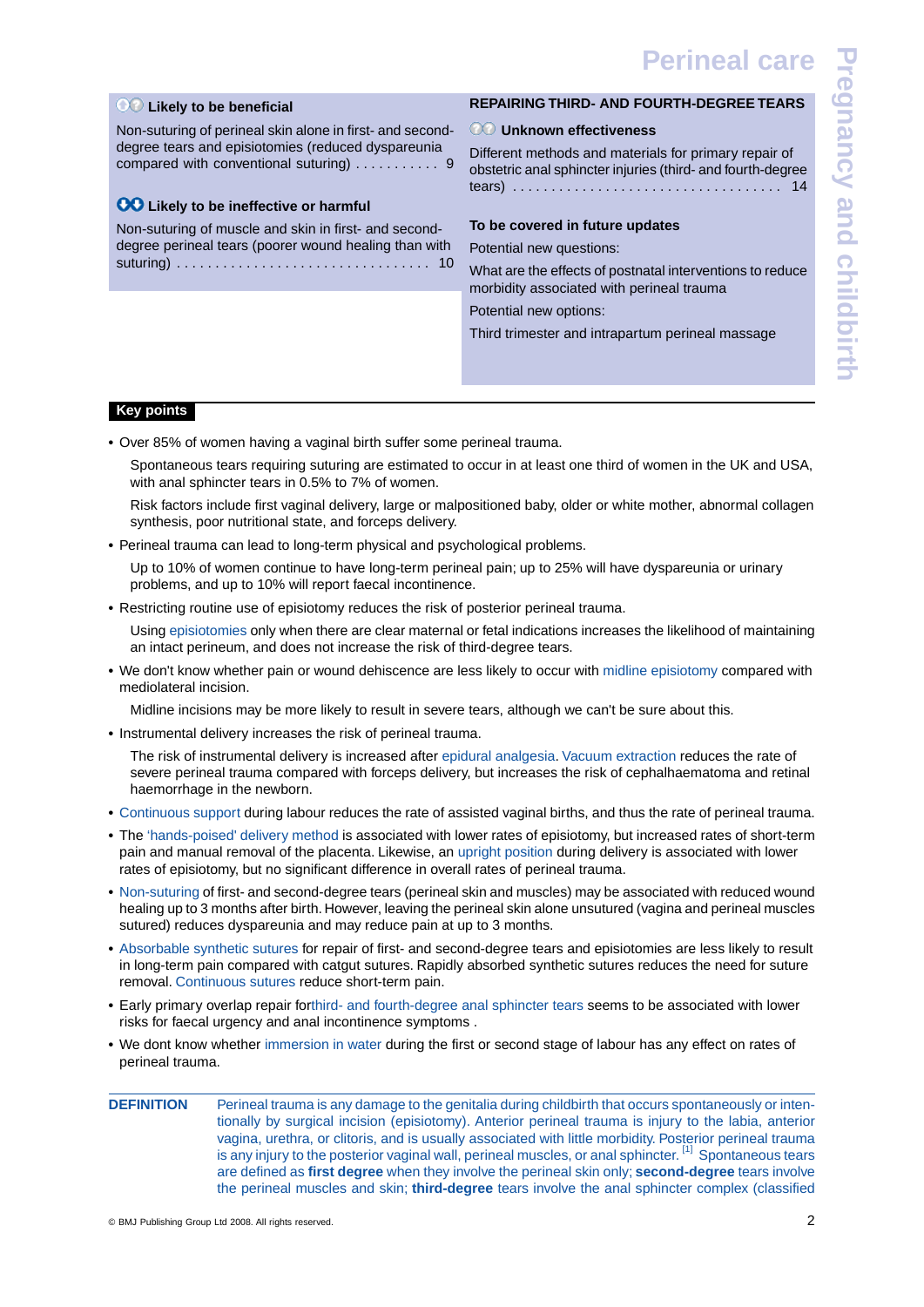### Likely to be beneficial

Non-suturing of perineal skin alone in first- and second-degree tears and episiotomies (reduced dyspareunia compared with conventional suturing) . . . . . . . . . . . 9

### Likely to be ineffective or harmful

Non-suturing of muscle and skin in first- and second-degree perineal tears (poorer wound healing than with suturing) . . . . . . . . . . . . . . . . . . . . . . . . . . . . . . . . . 10

### REPAIRING THIRD- AND FOURTH-DEGREE TEARS

### Unknown effectiveness

Different methods and materials for primary repair of obstetric anal sphincter injuries (third- and fourth-degree tears) . . . . . . . . . . . . . . . . . . . . . . . . . . . . . . . . . . . . 14

### To be covered in future updates

Potential new questions:

What are the effects of postnatal interventions to reduce morbidity associated with perineal trauma

Potential new options:

Third trimester and intrapartum perineal massage

## Key points

- Over 85% of women having a vaginal birth suffer some perineal trauma.

  Spontaneous tears requiring suturing are estimated to occur in at least one third of women in the UK and USA, with anal sphincter tears in 0.5% to 7% of women.

  Risk factors include first vaginal delivery, large or malpositioned baby, older or white mother, abnormal collagen synthesis, poor nutritional state, and forceps delivery.

- Perineal trauma can lead to long-term physical and psychological problems.

  Up to 10% of women continue to have long-term perineal pain; up to 25% will have dyspareunia or urinary problems, and up to 10% will report faecal incontinence.

- Restricting routine use of episiotomy reduces the risk of posterior perineal trauma.

  Using episiotomies only when there are clear maternal or fetal indications increases the likelihood of maintaining an intact perineum, and does not increase the risk of third-degree tears.

- We don't know whether pain or wound dehiscence are less likely to occur with midline episiotomy compared with mediolateral incision.

  Midline incisions may be more likely to result in severe tears, although we can't be sure about this.

- Instrumental delivery increases the risk of perineal trauma.

  The risk of instrumental delivery is increased after epidural analgesia. Vacuum extraction reduces the rate of severe perineal trauma compared with forceps delivery, but increases the risk of cephalhaematoma and retinal haemorrhage in the newborn.

- Continuous support during labour reduces the rate of assisted vaginal births, and thus the rate of perineal trauma.
- The 'hands-poised' delivery method is associated with lower rates of episiotomy, but increased rates of short-term pain and manual removal of the placenta. Likewise, an upright position during delivery is associated with lower rates of episiotomy, but no significant difference in overall rates of perineal trauma.
- Non-suturing of first- and second-degree tears (perineal skin and muscles) may be associated with reduced wound healing up to 3 months after birth. However, leaving the perineal skin alone unsutured (vagina and perineal muscles sutured) reduces dyspareunia and may reduce pain at up to 3 months.
- Absorbable synthetic sutures for repair of first- and second-degree tears and episiotomies are less likely to result in long-term pain compared with catgut sutures. Rapidly absorbed synthetic sutures reduces the need for suture removal. Continuous sutures reduce short-term pain.
- Early primary overlap repair forthird- and fourth-degree anal sphincter tears seems to be associated with lower risks for faecal urgency and anal incontinence symptoms .
- We dont know whether immersion in water during the first or second stage of labour has any effect on rates of perineal trauma.

**DEFINITION** Perineal trauma is any damage to the genitalia during childbirth that occurs spontaneously or intentionally by surgical incision (episiotomy). Anterior perineal trauma is injury to the labia, anterior vagina, urethra, or clitoris, and is usually associated with little morbidity. Posterior perineal trauma is any injury to the posterior vaginal wall, perineal muscles, or anal sphincter. [1] Spontaneous tears are defined as **first degree** when they involve the perineal skin only; **second-degree** tears involve the perineal muscles and skin; **third-degree** tears involve the anal sphincter complex (classified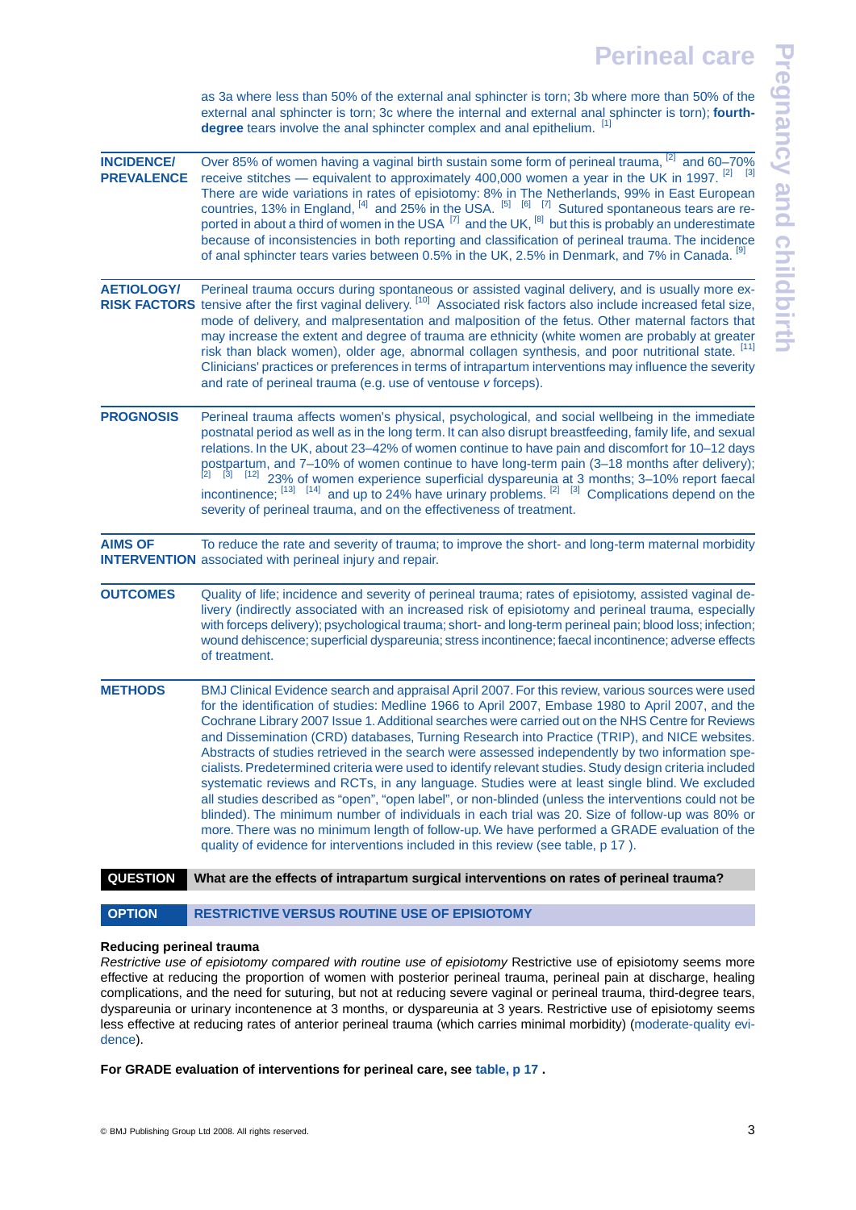as 3a where less than 50% of the external anal sphincter is torn; 3b where more than 50% of the external anal sphincter is torn; 3c where the internal and external anal sphincter is torn); **fourth-degree** tears involve the anal sphincter complex and anal epithelium. [1]

**INCIDENCE/ PREVALENCE**

Over 85% of women having a vaginal birth sustain some form of perineal trauma, [2] and 60–70% receive stitches — equivalent to approximately 400,000 women a year in the UK in 1997. [2] [3] There are wide variations in rates of episiotomy: 8% in The Netherlands, 99% in East European countries, 13% in England, [4] and 25% in the USA. [5] [6] [7] Sutured spontaneous tears are reported in about a third of women in the USA [7] and the UK, [8] but this is probably an underestimate because of inconsistencies in both reporting and classification of perineal trauma. The incidence of anal sphincter tears varies between 0.5% in the UK, 2.5% in Denmark, and 7% in Canada. [9]

**AETIOLOGY/ RISK FACTORS**

Perineal trauma occurs during spontaneous or assisted vaginal delivery, and is usually more extensive after the first vaginal delivery. [10] Associated risk factors also include increased fetal size, mode of delivery, and malpresentation and malposition of the fetus. Other maternal factors that may increase the extent and degree of trauma are ethnicity (white women are probably at greater risk than black women), older age, abnormal collagen synthesis, and poor nutritional state. [11] Clinicians' practices or preferences in terms of intrapartum interventions may influence the severity and rate of perineal trauma (e.g. use of ventouse *v* forceps).

**PROGNOSIS**

Perineal trauma affects women's physical, psychological, and social wellbeing in the immediate postnatal period as well as in the long term. It can also disrupt breastfeeding, family life, and sexual relations. In the UK, about 23–42% of women continue to have pain and discomfort for 10–12 days postpartum, and 7–10% of women continue to have long-term pain (3–18 months after delivery); [2] [3] [12] 23% of women experience superficial dyspareunia at 3 months; 3–10% report faecal incontinence; [13] [14] and up to 24% have urinary problems. [2] [3] Complications depend on the severity of perineal trauma, and on the effectiveness of treatment.

**AIMS OF INTERVENTION**

To reduce the rate and severity of trauma; to improve the short- and long-term maternal morbidity associated with perineal injury and repair.

**OUTCOMES**

Quality of life; incidence and severity of perineal trauma; rates of episiotomy, assisted vaginal delivery (indirectly associated with an increased risk of episiotomy and perineal trauma, especially with forceps delivery); psychological trauma; short- and long-term perineal pain; blood loss; infection; wound dehiscence; superficial dyspareunia; stress incontinence; faecal incontinence; adverse effects of treatment.

**METHODS**

BMJ Clinical Evidence search and appraisal April 2007. For this review, various sources were used for the identification of studies: Medline 1966 to April 2007, Embase 1980 to April 2007, and the Cochrane Library 2007 Issue 1. Additional searches were carried out on the NHS Centre for Reviews and Dissemination (CRD) databases, Turning Research into Practice (TRIP), and NICE websites. Abstracts of studies retrieved in the search were assessed independently by two information specialists. Predetermined criteria were used to identify relevant studies. Study design criteria included systematic reviews and RCTs, in any language. Studies were at least single blind. We excluded all studies described as "open", "open label", or non-blinded (unless the interventions could not be blinded). The minimum number of individuals in each trial was 20. Size of follow-up was 80% or more. There was no minimum length of follow-up. We have performed a GRADE evaluation of the quality of evidence for interventions included in this review (see table, p 17 ).

**QUESTION** What are the effects of intrapartum surgical interventions on rates of perineal trauma?

**OPTION** RESTRICTIVE VERSUS ROUTINE USE OF EPISIOTOMY

**Reducing perineal trauma**

*Restrictive use of episiotomy compared with routine use of episiotomy* Restrictive use of episiotomy seems more effective at reducing the proportion of women with posterior perineal trauma, perineal pain at discharge, healing complications, and the need for suturing, but not at reducing severe vaginal or perineal trauma, third-degree tears, dyspareunia or urinary incontenence at 3 months, or dyspareunia at 3 years. Restrictive use of episiotomy seems less effective at reducing rates of anterior perineal trauma (which carries minimal morbidity) (moderate-quality evidence).

**For GRADE evaluation of interventions for perineal care, see table, p 17 .**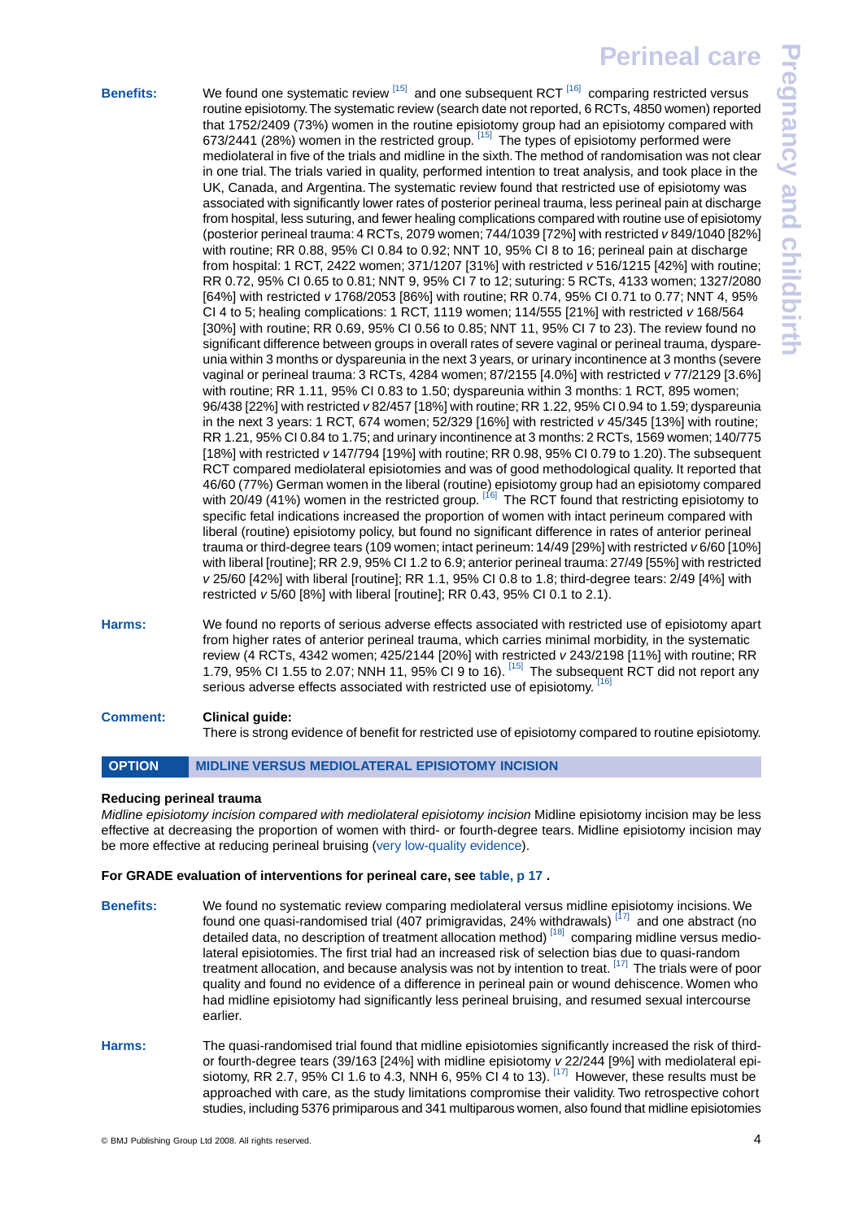**Benefits:** We found one systematic review [15] and one subsequent RCT [16] comparing restricted versus routine episiotomy. The systematic review (search date not reported, 6 RCTs, 4850 women) reported that 1752/2409 (73%) women in the routine episiotomy group had an episiotomy compared with 673/2441 (28%) women in the restricted group. [15] The types of episiotomy performed were mediolateral in five of the trials and midline in the sixth. The method of randomisation was not clear in one trial. The trials varied in quality, performed intention to treat analysis, and took place in the UK, Canada, and Argentina. The systematic review found that restricted use of episiotomy was associated with significantly lower rates of posterior perineal trauma, less perineal pain at discharge from hospital, less suturing, and fewer healing complications compared with routine use of episiotomy (posterior perineal trauma: 4 RCTs, 2079 women; 744/1039 [72%] with restricted *v* 849/1040 [82%] with routine; RR 0.88, 95% CI 0.84 to 0.92; NNT 10, 95% CI 8 to 16; perineal pain at discharge from hospital: 1 RCT, 2422 women; 371/1207 [31%] with restricted *v* 516/1215 [42%] with routine; RR 0.72, 95% CI 0.65 to 0.81; NNT 9, 95% CI 7 to 12; suturing: 5 RCTs, 4133 women; 1327/2080 [64%] with restricted *v* 1768/2053 [86%] with routine; RR 0.74, 95% CI 0.71 to 0.77; NNT 4, 95% CI 4 to 5; healing complications: 1 RCT, 1119 women; 114/555 [21%] with restricted *v* 168/564 [30%] with routine; RR 0.69, 95% CI 0.56 to 0.85; NNT 11, 95% CI 7 to 23). The review found no significant difference between groups in overall rates of severe vaginal or perineal trauma, dyspareunia within 3 months or dyspareunia in the next 3 years, or urinary incontinence at 3 months (severe vaginal or perineal trauma: 3 RCTs, 4284 women; 87/2155 [4.0%] with restricted *v* 77/2129 [3.6%] with routine; RR 1.11, 95% CI 0.83 to 1.50; dyspareunia within 3 months: 1 RCT, 895 women; 96/438 [22%] with restricted *v* 82/457 [18%] with routine; RR 1.22, 95% CI 0.94 to 1.59; dyspareunia in the next 3 years: 1 RCT, 674 women; 52/329 [16%] with restricted *v* 45/345 [13%] with routine; RR 1.21, 95% CI 0.84 to 1.75; and urinary incontinence at 3 months: 2 RCTs, 1569 women; 140/775 [18%] with restricted *v* 147/794 [19%] with routine; RR 0.98, 95% CI 0.79 to 1.20). The subsequent RCT compared mediolateral episiotomies and was of good methodological quality. It reported that 46/60 (77%) German women in the liberal (routine) episiotomy group had an episiotomy compared with 20/49 (41%) women in the restricted group. [16] The RCT found that restricting episiotomy to specific fetal indications increased the proportion of women with intact perineum compared with liberal (routine) episiotomy policy, but found no significant difference in rates of anterior perineal trauma or third-degree tears (109 women; intact perineum: 14/49 [29%] with restricted *v* 6/60 [10%] with liberal [routine]; RR 2.9, 95% CI 1.2 to 6.9; anterior perineal trauma: 27/49 [55%] with restricted *v* 25/60 [42%] with liberal [routine]; RR 1.1, 95% CI 0.8 to 1.8; third-degree tears: 2/49 [4%] with restricted *v* 5/60 [8%] with liberal [routine]; RR 0.43, 95% CI 0.1 to 2.1).

**Harms:** We found no reports of serious adverse effects associated with restricted use of episiotomy apart from higher rates of anterior perineal trauma, which carries minimal morbidity, in the systematic review (4 RCTs, 4342 women; 425/2144 [20%] with restricted *v* 243/2198 [11%] with routine; RR 1.79, 95% CI 1.55 to 2.07; NNH 11, 95% CI 9 to 16). [15] The subsequent RCT did not report any serious adverse effects associated with restricted use of episiotomy. [16]

**Comment:** **Clinical guide:**

There is strong evidence of benefit for restricted use of episiotomy compared to routine episiotomy.

## OPTION — MIDLINE VERSUS MEDIOLATERAL EPISIOTOMY INCISION

**Reducing perineal trauma**

*Midline episiotomy incision compared with mediolateral episiotomy incision* Midline episiotomy incision may be less effective at decreasing the proportion of women with third- or fourth-degree tears. Midline episiotomy incision may be more effective at reducing perineal bruising (very low-quality evidence).

**For GRADE evaluation of interventions for perineal care, see table, p 17 .**

**Benefits:** We found no systematic review comparing mediolateral versus midline episiotomy incisions. We found one quasi-randomised trial (407 primigravidas, 24% withdrawals) [17] and one abstract (no detailed data, no description of treatment allocation method) [18] comparing midline versus mediolateral episiotomies. The first trial had an increased risk of selection bias due to quasi-random treatment allocation, and because analysis was not by intention to treat. [17] The trials were of poor quality and found no evidence of a difference in perineal pain or wound dehiscence. Women who had midline episiotomy had significantly less perineal bruising, and resumed sexual intercourse earlier.

**Harms:** The quasi-randomised trial found that midline episiotomies significantly increased the risk of third- or fourth-degree tears (39/163 [24%] with midline episiotomy *v* 22/244 [9%] with mediolateral episiotomy, RR 2.7, 95% CI 1.6 to 4.3, NNH 6, 95% CI 4 to 13). [17] However, these results must be approached with care, as the study limitations compromise their validity. Two retrospective cohort studies, including 5376 primiparous and 341 multiparous women, also found that midline episiotomies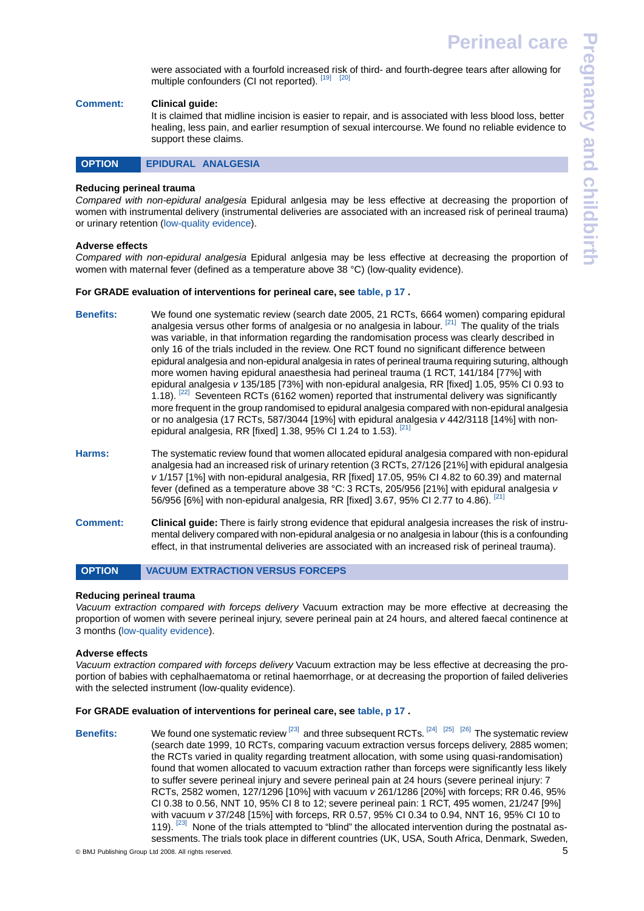were associated with a fourfold increased risk of third- and fourth-degree tears after allowing for multiple confounders (CI not reported). [19] [20]

**Comment:** **Clinical guide:**
It is claimed that midline incision is easier to repair, and is associated with less blood loss, better healing, less pain, and earlier resumption of sexual intercourse. We found no reliable evidence to support these claims.

## OPTION EPIDURAL ANALGESIA

**Reducing perineal trauma**
*Compared with non-epidural analgesia* Epidural anlgesia may be less effective at decreasing the proportion of women with instrumental delivery (instrumental deliveries are associated with an increased risk of perineal trauma) or urinary retention (low-quality evidence).

**Adverse effects**
*Compared with non-epidural analgesia* Epidural anlgesia may be less effective at decreasing the proportion of women with maternal fever (defined as a temperature above 38 °C) (low-quality evidence).

**For GRADE evaluation of interventions for perineal care, see table, p 17 .**

**Benefits:** We found one systematic review (search date 2005, 21 RCTs, 6664 women) comparing epidural analgesia versus other forms of analgesia or no analgesia in labour. [21] The quality of the trials was variable, in that information regarding the randomisation process was clearly described in only 16 of the trials included in the review. One RCT found no significant difference between epidural analgesia and non-epidural analgesia in rates of perineal trauma requiring suturing, although more women having epidural anaesthesia had perineal trauma (1 RCT, 141/184 [77%] with epidural analgesia *v* 135/185 [73%] with non-epidural analgesia, RR [fixed] 1.05, 95% CI 0.93 to 1.18). [22] Seventeen RCTs (6162 women) reported that instrumental delivery was significantly more frequent in the group randomised to epidural analgesia compared with non-epidural analgesia or no analgesia (17 RCTs, 587/3044 [19%] with epidural analgesia *v* 442/3118 [14%] with non-epidural analgesia, RR [fixed] 1.38, 95% CI 1.24 to 1.53). [21]

**Harms:** The systematic review found that women allocated epidural analgesia compared with non-epidural analgesia had an increased risk of urinary retention (3 RCTs, 27/126 [21%] with epidural analgesia *v* 1/157 [1%] with non-epidural analgesia, RR [fixed] 17.05, 95% CI 4.82 to 60.39) and maternal fever (defined as a temperature above 38 °C: 3 RCTs, 205/956 [21%] with epidural analgesia *v* 56/956 [6%] with non-epidural analgesia, RR [fixed] 3.67, 95% CI 2.77 to 4.86). [21]

**Comment:** **Clinical guide:** There is fairly strong evidence that epidural analgesia increases the risk of instrumental delivery compared with non-epidural analgesia or no analgesia in labour (this is a confounding effect, in that instrumental deliveries are associated with an increased risk of perineal trauma).

## OPTION VACUUM EXTRACTION VERSUS FORCEPS

**Reducing perineal trauma**
*Vacuum extraction compared with forceps delivery* Vacuum extraction may be more effective at decreasing the proportion of women with severe perineal injury, severe perineal pain at 24 hours, and altered faecal continence at 3 months (low-quality evidence).

**Adverse effects**
*Vacuum extraction compared with forceps delivery* Vacuum extraction may be less effective at decreasing the proportion of babies with cephalhaematoma or retinal haemorrhage, or at decreasing the proportion of failed deliveries with the selected instrument (low-quality evidence).

**For GRADE evaluation of interventions for perineal care, see table, p 17 .**

**Benefits:** We found one systematic review [23] and three subsequent RCTs. [24] [25] [26] The systematic review (search date 1999, 10 RCTs, comparing vacuum extraction versus forceps delivery, 2885 women; the RCTs varied in quality regarding treatment allocation, with some using quasi-randomisation) found that women allocated to vacuum extraction rather than forceps were significantly less likely to suffer severe perineal injury and severe perineal pain at 24 hours (severe perineal injury: 7 RCTs, 2582 women, 127/1296 [10%] with vacuum *v* 261/1286 [20%] with forceps; RR 0.46, 95% CI 0.38 to 0.56, NNT 10, 95% CI 8 to 12; severe perineal pain: 1 RCT, 495 women, 21/247 [9%] with vacuum *v* 37/248 [15%] with forceps, RR 0.57, 95% CI 0.34 to 0.94, NNT 16, 95% CI 10 to 119). [23] None of the trials attempted to “blind” the allocated intervention during the postnatal assessments. The trials took place in different countries (UK, USA, South Africa, Denmark, Sweden,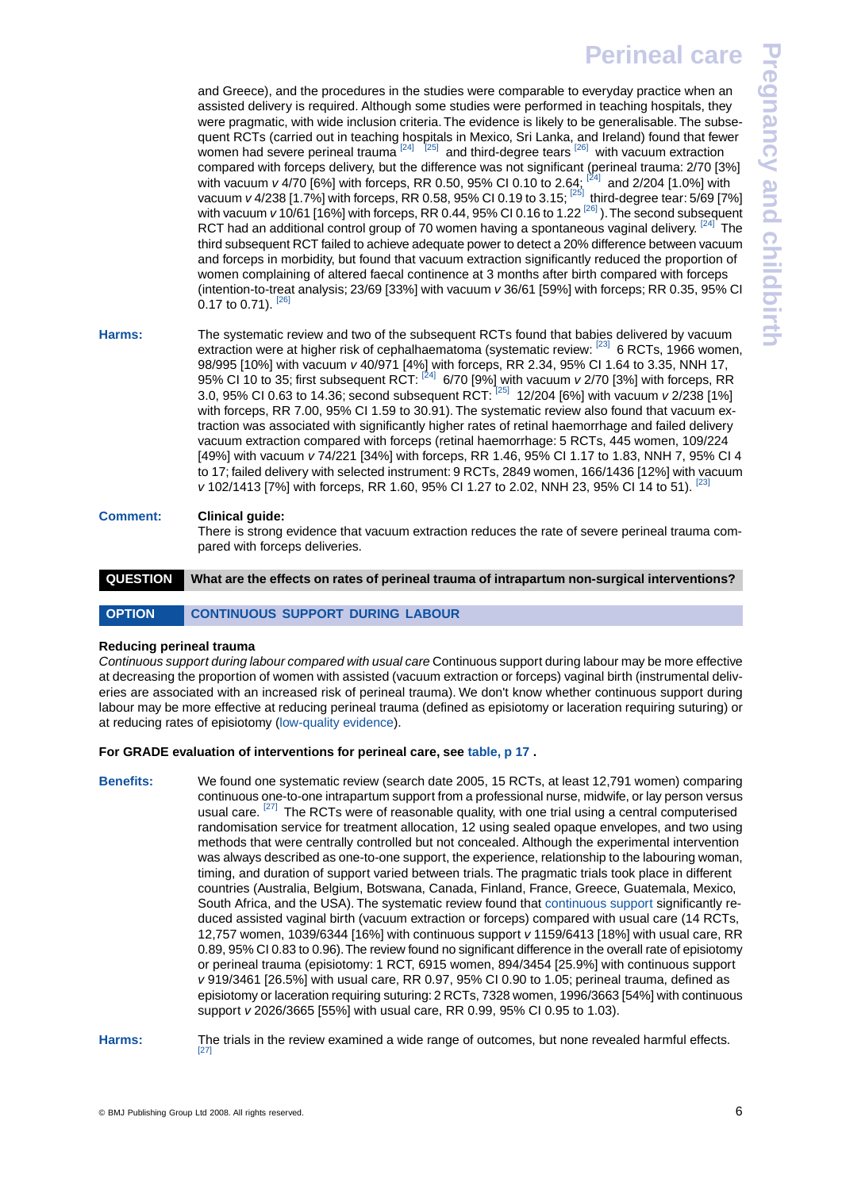and Greece), and the procedures in the studies were comparable to everyday practice when an assisted delivery is required. Although some studies were performed in teaching hospitals, they were pragmatic, with wide inclusion criteria. The evidence is likely to be generalisable. The subsequent RCTs (carried out in teaching hospitals in Mexico, Sri Lanka, and Ireland) found that fewer women had severe perineal trauma [24] [25] and third-degree tears [26] with vacuum extraction compared with forceps delivery, but the difference was not significant (perineal trauma: 2/70 [3%] with vacuum *v* 4/70 [6%] with forceps, RR 0.50, 95% CI 0.10 to 2.64; [24] and 2/204 [1.0%] with vacuum *v* 4/238 [1.7%] with forceps, RR 0.58, 95% CI 0.19 to 3.15; [25] third-degree tear: 5/69 [7%] with vacuum *v* 10/61 [16%] with forceps, RR 0.44, 95% CI 0.16 to 1.22 [26] ). The second subsequent RCT had an additional control group of 70 women having a spontaneous vaginal delivery. [24] The third subsequent RCT failed to achieve adequate power to detect a 20% difference between vacuum and forceps in morbidity, but found that vacuum extraction significantly reduced the proportion of women complaining of altered faecal continence at 3 months after birth compared with forceps (intention-to-treat analysis; 23/69 [33%] with vacuum *v* 36/61 [59%] with forceps; RR 0.35, 95% CI 0.17 to 0.71). [26]

**Harms:** The systematic review and two of the subsequent RCTs found that babies delivered by vacuum extraction were at higher risk of cephalhaematoma (systematic review: [23] 6 RCTs, 1966 women, 98/995 [10%] with vacuum *v* 40/971 [4%] with forceps, RR 2.34, 95% CI 1.64 to 3.35, NNH 17, 95% CI 10 to 35; first subsequent RCT: [24] 6/70 [9%] with vacuum *v* 2/70 [3%] with forceps, RR 3.0, 95% CI 0.63 to 14.36; second subsequent RCT: [25] 12/204 [6%] with vacuum *v* 2/238 [1%] with forceps, RR 7.00, 95% CI 1.59 to 30.91). The systematic review also found that vacuum extraction was associated with significantly higher rates of retinal haemorrhage and failed delivery with vacuum extraction compared with forceps (retinal haemorrhage: 5 RCTs, 445 women, 109/224 [49%] with vacuum *v* 74/221 [34%] with forceps, RR 1.46, 95% CI 1.17 to 1.83, NNH 7, 95% CI 4 to 17; failed delivery with selected instrument: 9 RCTs, 2849 women, 166/1436 [12%] with vacuum *v* 102/1413 [7%] with forceps, RR 1.60, 95% CI 1.27 to 2.02, NNH 23, 95% CI 14 to 51). [23]

**Comment:** **Clinical guide:**
There is strong evidence that vacuum extraction reduces the rate of severe perineal trauma compared with forceps deliveries.

**QUESTION** What are the effects on rates of perineal trauma of intrapartum non-surgical interventions?

**OPTION** CONTINUOUS SUPPORT DURING LABOUR

**Reducing perineal trauma**

*Continuous support during labour compared with usual care* Continuous support during labour may be more effective at decreasing the proportion of women with assisted (vacuum extraction or forceps) vaginal birth (instrumental deliveries are associated with an increased risk of perineal trauma). We don't know whether continuous support during labour may be more effective at reducing perineal trauma (defined as episiotomy or laceration requiring suturing) or at reducing rates of episiotomy (low-quality evidence).

**For GRADE evaluation of interventions for perineal care, see table, p 17 .**

**Benefits:** We found one systematic review (search date 2005, 15 RCTs, at least 12,791 women) comparing continuous one-to-one intrapartum support from a professional nurse, midwife, or lay person versus usual care. [27] The RCTs were of reasonable quality, with one trial using a central computerised randomisation service for treatment allocation, 12 using sealed opaque envelopes, and two using methods that were centrally controlled but not concealed. Although the experimental intervention was always described as one-to-one support, the experience, relationship to the labouring woman, timing, and duration of support varied between trials. The pragmatic trials took place in different countries (Australia, Belgium, Botswana, Canada, Finland, France, Greece, Guatemala, Mexico, South Africa, and the USA). The systematic review found that continuous support significantly reduced assisted vaginal birth (vacuum extraction or forceps) compared with usual care (14 RCTs, 12,757 women, 1039/6344 [16%] with continuous support *v* 1159/6413 [18%] with usual care, RR 0.89, 95% CI 0.83 to 0.96). The review found no significant difference in the overall rate of episiotomy or perineal trauma (episiotomy: 1 RCT, 6915 women, 894/3454 [25.9%] with continuous support *v* 919/3461 [26.5%] with usual care, RR 0.97, 95% CI 0.90 to 1.05; perineal trauma, defined as episiotomy or laceration requiring suturing: 2 RCTs, 7328 women, 1996/3663 [54%] with continuous support *v* 2026/3665 [55%] with usual care, RR 0.99, 95% CI 0.95 to 1.03).

**Harms:** The trials in the review examined a wide range of outcomes, but none revealed harmful effects. [27]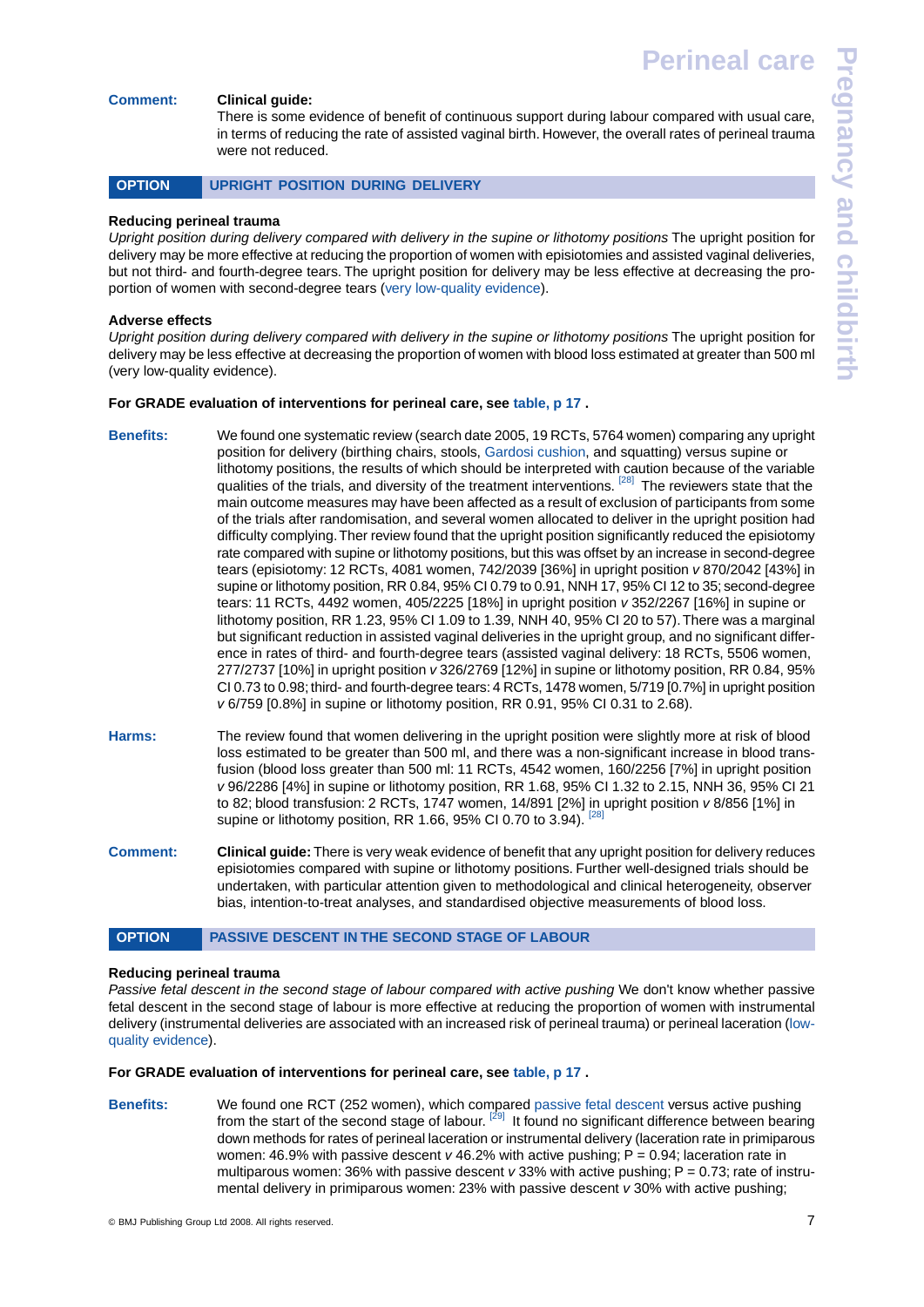**Comment:** **Clinical guide:**
There is some evidence of benefit of continuous support during labour compared with usual care, in terms of reducing the rate of assisted vaginal birth. However, the overall rates of perineal trauma were not reduced.

## OPTION UPRIGHT POSITION DURING DELIVERY

### Reducing perineal trauma

*Upright position during delivery compared with delivery in the supine or lithotomy positions* The upright position for delivery may be more effective at reducing the proportion of women with episiotomies and assisted vaginal deliveries, but not third- and fourth-degree tears. The upright position for delivery may be less effective at decreasing the proportion of women with second-degree tears (very low-quality evidence).

### Adverse effects

*Upright position during delivery compared with delivery in the supine or lithotomy positions* The upright position for delivery may be less effective at decreasing the proportion of women with blood loss estimated at greater than 500 ml (very low-quality evidence).

**For GRADE evaluation of interventions for perineal care, see table, p 17 .**

**Benefits:** We found one systematic review (search date 2005, 19 RCTs, 5764 women) comparing any upright position for delivery (birthing chairs, stools, Gardosi cushion, and squatting) versus supine or lithotomy positions, the results of which should be interpreted with caution because of the variable qualities of the trials, and diversity of the treatment interventions. [28] The reviewers state that the main outcome measures may have been affected as a result of exclusion of participants from some of the trials after randomisation, and several women allocated to deliver in the upright position had difficulty complying. Ther review found that the upright position significantly reduced the episiotomy rate compared with supine or lithotomy positions, but this was offset by an increase in second-degree tears (episiotomy: 12 RCTs, 4081 women, 742/2039 [36%] in upright position *v* 870/2042 [43%] in supine or lithotomy position, RR 0.84, 95% CI 0.79 to 0.91, NNH 17, 95% CI 12 to 35; second-degree tears: 11 RCTs, 4492 women, 405/2225 [18%] in upright position *v* 352/2267 [16%] in supine or lithotomy position, RR 1.23, 95% CI 1.09 to 1.39, NNH 40, 95% CI 20 to 57). There was a marginal but significant reduction in assisted vaginal deliveries in the upright group, and no significant difference in rates of third- and fourth-degree tears (assisted vaginal delivery: 18 RCTs, 5506 women, 277/2737 [10%] in upright position *v* 326/2769 [12%] in supine or lithotomy position, RR 0.84, 95% CI 0.73 to 0.98; third- and fourth-degree tears: 4 RCTs, 1478 women, 5/719 [0.7%] in upright position *v* 6/759 [0.8%] in supine or lithotomy position, RR 0.91, 95% CI 0.31 to 2.68).

**Harms:** The review found that women delivering in the upright position were slightly more at risk of blood loss estimated to be greater than 500 ml, and there was a non-significant increase in blood transfusion (blood loss greater than 500 ml: 11 RCTs, 4542 women, 160/2256 [7%] in upright position *v* 96/2286 [4%] in supine or lithotomy position, RR 1.68, 95% CI 1.32 to 2.15, NNH 36, 95% CI 21 to 82; blood transfusion: 2 RCTs, 1747 women, 14/891 [2%] in upright position *v* 8/856 [1%] in supine or lithotomy position, RR 1.66, 95% CI 0.70 to 3.94). [28]

**Comment:** **Clinical guide:** There is very weak evidence of benefit that any upright position for delivery reduces episiotomies compared with supine or lithotomy positions. Further well-designed trials should be undertaken, with particular attention given to methodological and clinical heterogeneity, observer bias, intention-to-treat analyses, and standardised objective measurements of blood loss.

## OPTION PASSIVE DESCENT IN THE SECOND STAGE OF LABOUR

### Reducing perineal trauma

*Passive fetal descent in the second stage of labour compared with active pushing* We don't know whether passive fetal descent in the second stage of labour is more effective at reducing the proportion of women with instrumental delivery (instrumental deliveries are associated with an increased risk of perineal trauma) or perineal laceration (low-quality evidence).

**For GRADE evaluation of interventions for perineal care, see table, p 17 .**

**Benefits:** We found one RCT (252 women), which compared passive fetal descent versus active pushing from the start of the second stage of labour. [29] It found no significant difference between bearing down methods for rates of perineal laceration or instrumental delivery (laceration rate in primiparous women: 46.9% with passive descent *v* 46.2% with active pushing; P = 0.94; laceration rate in multiparous women: 36% with passive descent *v* 33% with active pushing; P = 0.73; rate of instrumental delivery in primiparous women: 23% with passive descent *v* 30% with active pushing;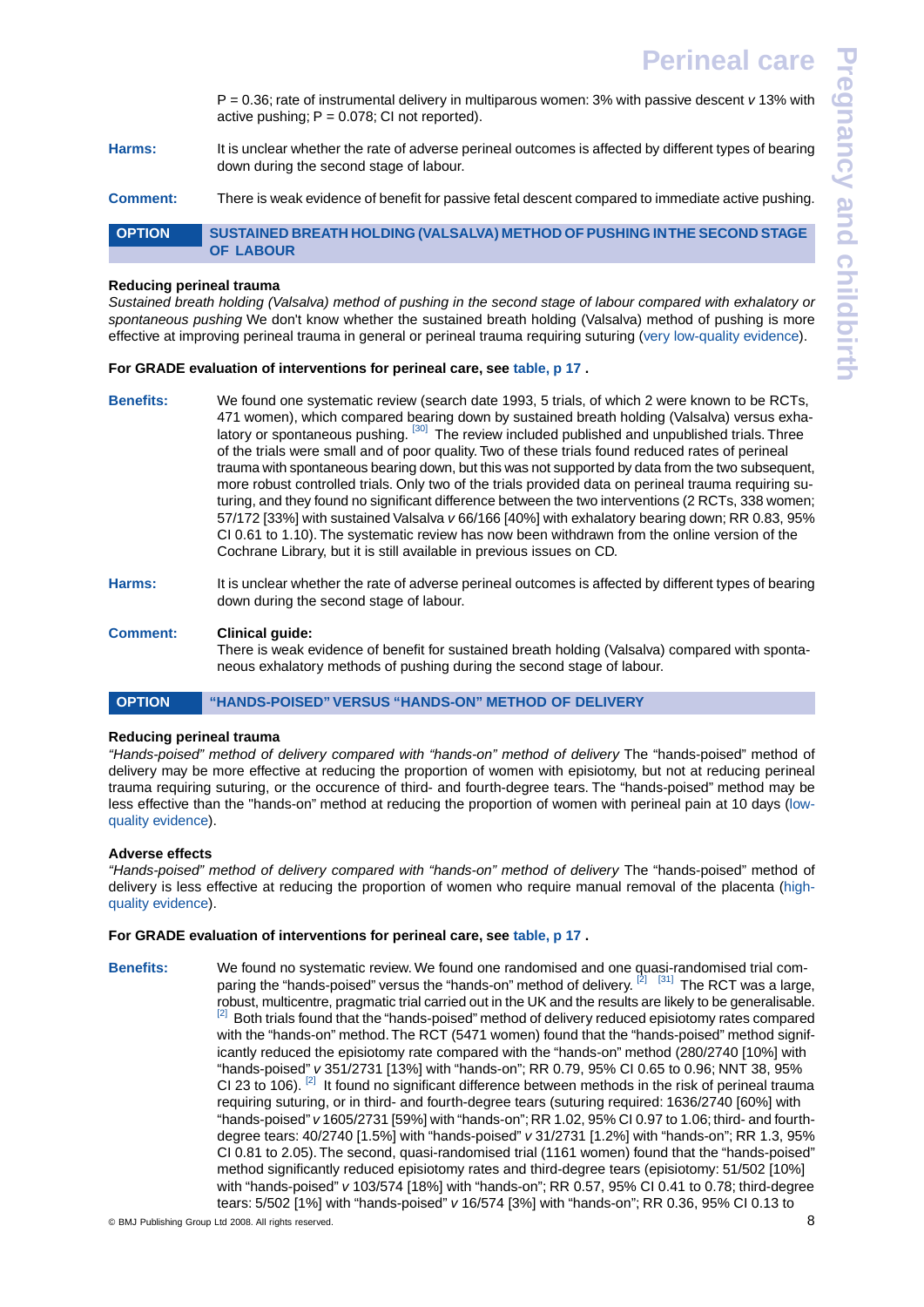P = 0.36; rate of instrumental delivery in multiparous women: 3% with passive descent *v* 13% with active pushing; P = 0.078; CI not reported).

**Harms:** It is unclear whether the rate of adverse perineal outcomes is affected by different types of bearing down during the second stage of labour.

**Comment:** There is weak evidence of benefit for passive fetal descent compared to immediate active pushing.

## OPTION SUSTAINED BREATH HOLDING (VALSALVA) METHOD OF PUSHING IN THE SECOND STAGE OF LABOUR

**Reducing perineal trauma**

*Sustained breath holding (Valsalva) method of pushing in the second stage of labour compared with exhalatory or spontaneous pushing* We don't know whether the sustained breath holding (Valsalva) method of pushing is more effective at improving perineal trauma in general or perineal trauma requiring suturing (very low-quality evidence).

**For GRADE evaluation of interventions for perineal care, see table, p 17 .**

**Benefits:** We found one systematic review (search date 1993, 5 trials, of which 2 were known to be RCTs, 471 women), which compared bearing down by sustained breath holding (Valsalva) versus exhalatory or spontaneous pushing. [30] The review included published and unpublished trials. Three of the trials were small and of poor quality. Two of these trials found reduced rates of perineal trauma with spontaneous bearing down, but this was not supported by data from the two subsequent, more robust controlled trials. Only two of the trials provided data on perineal trauma requiring suturing, and they found no significant difference between the two interventions (2 RCTs, 338 women; 57/172 [33%] with sustained Valsalva *v* 66/166 [40%] with exhalatory bearing down; RR 0.83, 95% CI 0.61 to 1.10). The systematic review has now been withdrawn from the online version of the Cochrane Library, but it is still available in previous issues on CD.

**Harms:** It is unclear whether the rate of adverse perineal outcomes is affected by different types of bearing down during the second stage of labour.

**Comment:** **Clinical guide:**

There is weak evidence of benefit for sustained breath holding (Valsalva) compared with spontaneous exhalatory methods of pushing during the second stage of labour.

## OPTION "HANDS-POISED" VERSUS "HANDS-ON" METHOD OF DELIVERY

**Reducing perineal trauma**

*"Hands-poised" method of delivery compared with "hands-on" method of delivery* The "hands-poised" method of delivery may be more effective at reducing the proportion of women with episiotomy, but not at reducing perineal trauma requiring suturing, or the occurence of third- and fourth-degree tears. The "hands-poised" method may be less effective than the "hands-on" method at reducing the proportion of women with perineal pain at 10 days (low-quality evidence).

**Adverse effects**

*"Hands-poised" method of delivery compared with "hands-on" method of delivery* The "hands-poised" method of delivery is less effective at reducing the proportion of women who require manual removal of the placenta (high-quality evidence).

**For GRADE evaluation of interventions for perineal care, see table, p 17 .**

**Benefits:** We found no systematic review. We found one randomised and one quasi-randomised trial comparing the "hands-poised" versus the "hands-on" method of delivery. [2] [31] The RCT was a large, robust, multicentre, pragmatic trial carried out in the UK and the results are likely to be generalisable. [2] Both trials found that the "hands-poised" method of delivery reduced episiotomy rates compared with the "hands-on" method. The RCT (5471 women) found that the "hands-poised" method significantly reduced the episiotomy rate compared with the "hands-on" method (280/2740 [10%] with "hands-poised" *v* 351/2731 [13%] with "hands-on"; RR 0.79, 95% CI 0.65 to 0.96; NNT 38, 95% CI 23 to 106). [2] It found no significant difference between methods in the risk of perineal trauma requiring suturing, or in third- and fourth-degree tears (suturing required: 1636/2740 [60%] with "hands-poised" *v* 1605/2731 [59%] with "hands-on"; RR 1.02, 95% CI 0.97 to 1.06; third- and fourth-degree tears: 40/2740 [1.5%] with "hands-poised" *v* 31/2731 [1.2%] with "hands-on"; RR 1.3, 95% CI 0.81 to 2.05). The second, quasi-randomised trial (1161 women) found that the "hands-poised" method significantly reduced episiotomy rates and third-degree tears (episiotomy: 51/502 [10%] with "hands-poised" *v* 103/574 [18%] with "hands-on"; RR 0.57, 95% CI 0.41 to 0.78; third-degree tears: 5/502 [1%] with "hands-poised" *v* 16/574 [3%] with "hands-on"; RR 0.36, 95% CI 0.13 to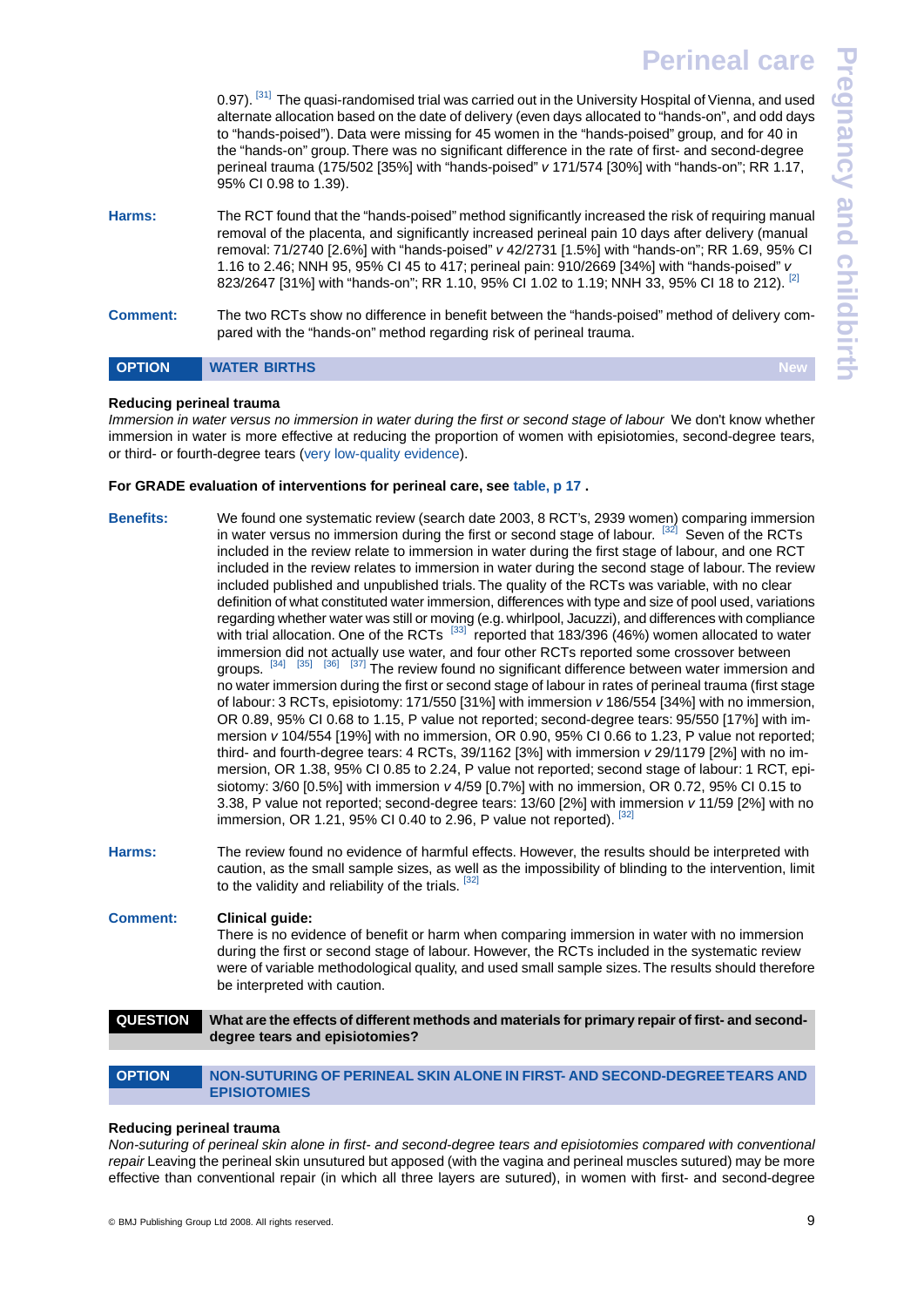0.97).[31] The quasi-randomised trial was carried out in the University Hospital of Vienna, and used alternate allocation based on the date of delivery (even days allocated to “hands-on”, and odd days to “hands-poised”). Data were missing for 45 women in the “hands-poised” group, and for 40 in the “hands-on” group. There was no significant difference in the rate of first- and second-degree perineal trauma (175/502 [35%] with “hands-poised” *v* 171/574 [30%] with “hands-on”; RR 1.17, 95% CI 0.98 to 1.39).

**Harms:** The RCT found that the “hands-poised” method significantly increased the risk of requiring manual removal of the placenta, and significantly increased perineal pain 10 days after delivery (manual removal: 71/2740 [2.6%] with “hands-poised” *v* 42/2731 [1.5%] with “hands-on”; RR 1.69, 95% CI 1.16 to 2.46; NNH 95, 95% CI 45 to 417; perineal pain: 910/2669 [34%] with “hands-poised” *v* 823/2647 [31%] with “hands-on”; RR 1.10, 95% CI 1.02 to 1.19; NNH 33, 95% CI 18 to 212).[2]

**Comment:** The two RCTs show no difference in benefit between the “hands-poised” method of delivery compared with the “hands-on” method regarding risk of perineal trauma.

## OPTION WATER BIRTHS — New

**Reducing perineal trauma**

*Immersion in water versus no immersion in water during the first or second stage of labour* We don't know whether immersion in water is more effective at reducing the proportion of women with episiotomies, second-degree tears, or third- or fourth-degree tears (very low-quality evidence).

**For GRADE evaluation of interventions for perineal care, see table, p 17 .**

**Benefits:** We found one systematic review (search date 2003, 8 RCT's, 2939 women) comparing immersion in water versus no immersion during the first or second stage of labour.[32] Seven of the RCTs included in the review relate to immersion in water during the first stage of labour, and one RCT included in the review relates to immersion in water during the second stage of labour. The review included published and unpublished trials. The quality of the RCTs was variable, with no clear definition of what constituted water immersion, differences with type and size of pool used, variations regarding whether water was still or moving (e.g. whirlpool, Jacuzzi), and differences with compliance with trial allocation. One of the RCTs[33] reported that 183/396 (46%) women allocated to water immersion did not actually use water, and four other RCTs reported some crossover between groups.[34] [35] [36] [37] The review found no significant difference between water immersion and no water immersion during the first or second stage of labour in rates of perineal trauma (first stage of labour: 3 RCTs, episiotomy: 171/550 [31%] with immersion *v* 186/554 [34%] with no immersion, OR 0.89, 95% CI 0.68 to 1.15, P value not reported; second-degree tears: 95/550 [17%] with immersion *v* 104/554 [19%] with no immersion, OR 0.90, 95% CI 0.66 to 1.23, P value not reported; third- and fourth-degree tears: 4 RCTs, 39/1162 [3%] with immersion *v* 29/1179 [2%] with no immersion, OR 1.38, 95% CI 0.85 to 2.24, P value not reported; second stage of labour: 1 RCT, episiotomy: 3/60 [0.5%] with immersion *v* 4/59 [0.7%] with no immersion, OR 0.72, 95% CI 0.15 to 3.38, P value not reported; second-degree tears: 13/60 [2%] with immersion *v* 11/59 [2%] with no immersion, OR 1.21, 95% CI 0.40 to 2.96, P value not reported).[32]

**Harms:** The review found no evidence of harmful effects. However, the results should be interpreted with caution, as the small sample sizes, as well as the impossibility of blinding to the intervention, limit to the validity and reliability of the trials.[32]

**Comment:** **Clinical guide:**

There is no evidence of benefit or harm when comparing immersion in water with no immersion during the first or second stage of labour. However, the RCTs included in the systematic review were of variable methodological quality, and used small sample sizes. The results should therefore be interpreted with caution.

## QUESTION What are the effects of different methods and materials for primary repair of first- and second-degree tears and episiotomies?

## OPTION NON-SUTURING OF PERINEAL SKIN ALONE IN FIRST- AND SECOND-DEGREE TEARS AND EPISIOTOMIES

**Reducing perineal trauma**

*Non-suturing of perineal skin alone in first- and second-degree tears and episiotomies compared with conventional repair* Leaving the perineal skin unsutured but apposed (with the vagina and perineal muscles sutured) may be more effective than conventional repair (in which all three layers are sutured), in women with first- and second-degree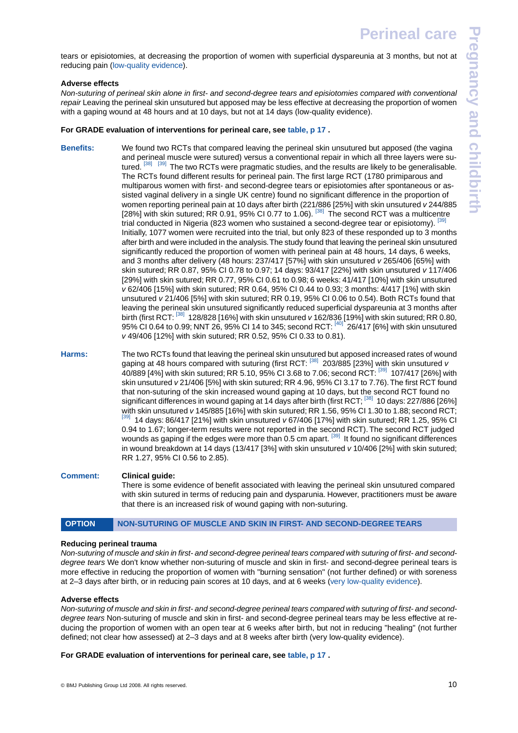tears or episiotomies, at decreasing the proportion of women with superficial dyspareunia at 3 months, but not at reducing pain (low-quality evidence).

**Adverse effects**

*Non-suturing of perineal skin alone in first- and second-degree tears and episiotomies compared with conventional repair* Leaving the perineal skin unsutured but apposed may be less effective at decreasing the proportion of women with a gaping wound at 48 hours and at 10 days, but not at 14 days (low-quality evidence).

**For GRADE evaluation of interventions for perineal care, see table, p 17 .**

**Benefits:** We found two RCTs that compared leaving the perineal skin unsutured but apposed (the vagina and perineal muscle were sutured) versus a conventional repair in which all three layers were sutured. [38] [39] The two RCTs were pragmatic studies, and the results are likely to be generalisable. The RCTs found different results for perineal pain. The first large RCT (1780 primiparous and multiparous women with first- and second-degree tears or episiotomies after spontaneous or assisted vaginal delivery in a single UK centre) found no significant difference in the proportion of women reporting perineal pain at 10 days after birth (221/886 [25%] with skin unsutured *v* 244/885 [28%] with skin sutured; RR 0.91, 95% CI 0.77 to 1.06). [38] The second RCT was a multicentre trial conducted in Nigeria (823 women who sustained a second-degree tear or episiotomy). [39] Initially, 1077 women were recruited into the trial, but only 823 of these responded up to 3 months after birth and were included in the analysis. The study found that leaving the perineal skin unsutured significantly reduced the proportion of women with perineal pain at 48 hours, 14 days, 6 weeks, and 3 months after delivery (48 hours: 237/417 [57%] with skin unsutured *v* 265/406 [65%] with skin sutured; RR 0.87, 95% CI 0.78 to 0.97; 14 days: 93/417 [22%] with skin unsutured *v* 117/406 [29%] with skin sutured; RR 0.77, 95% CI 0.61 to 0.98; 6 weeks: 41/417 [10%] with skin unsutured *v* 62/406 [15%] with skin sutured; RR 0.64, 95% CI 0.44 to 0.93; 3 months: 4/417 [1%] with skin unsutured *v* 21/406 [5%] with skin sutured; RR 0.19, 95% CI 0.06 to 0.54). Both RCTs found that leaving the perineal skin unsutured significantly reduced superficial dyspareunia at 3 months after birth (first RCT: [38] 128/828 [16%] with skin unsutured *v* 162/836 [19%] with skin sutured; RR 0.80, 95% CI 0.64 to 0.99; NNT 26, 95% CI 14 to 345; second RCT: [40] 26/417 [6%] with skin unsutured *v* 49/406 [12%] with skin sutured; RR 0.52, 95% CI 0.33 to 0.81).

**Harms:** The two RCTs found that leaving the perineal skin unsutured but apposed increased rates of wound gaping at 48 hours compared with suturing (first RCT: [38] 203/885 [23%] with skin unsutured *v* 40/889 [4%] with skin sutured; RR 5.10, 95% CI 3.68 to 7.06; second RCT: [39] 107/417 [26%] with skin unsutured *v* 21/406 [5%] with skin sutured; RR 4.96, 95% CI 3.17 to 7.76). The first RCT found that non-suturing of the skin increased wound gaping at 10 days, but the second RCT found no significant differences in wound gaping at 14 days after birth (first RCT; [38] 10 days: 227/886 [26%] with skin unsutured *v* 145/885 [16%] with skin sutured; RR 1.56, 95% CI 1.30 to 1.88; second RCT; [39] 14 days: 86/417 [21%] with skin unsutured *v* 67/406 [17%] with skin sutured; RR 1.25, 95% CI 0.94 to 1.67; longer-term results were not reported in the second RCT). The second RCT judged wounds as gaping if the edges were more than 0.5 cm apart. [39] It found no significant differences in wound breakdown at 14 days (13/417 [3%] with skin unsutured *v* 10/406 [2%] with skin sutured; RR 1.27, 95% CI 0.56 to 2.85).

**Comment:** **Clinical guide:**

There is some evidence of benefit associated with leaving the perineal skin unsutured compared with skin sutured in terms of reducing pain and dysparunia. However, practitioners must be aware that there is an increased risk of wound gaping with non-suturing.

## OPTION NON-SUTURING OF MUSCLE AND SKIN IN FIRST- AND SECOND-DEGREE TEARS

**Reducing perineal trauma**

*Non-suturing of muscle and skin in first- and second-degree perineal tears compared with suturing of first- and second-degree tears* We don't know whether non-suturing of muscle and skin in first- and second-degree perineal tears is more effective in reducing the proportion of women with "burning sensation" (not further defined) or with soreness at 2–3 days after birth, or in reducing pain scores at 10 days, and at 6 weeks (very low-quality evidence).

**Adverse effects**

*Non-suturing of muscle and skin in first- and second-degree perineal tears compared with suturing of first- and second-degree tears* Non-suturing of muscle and skin in first- and second-degree perineal tears may be less effective at reducing the proportion of women with an open tear at 6 weeks after birth, but not in reducing "healing" (not further defined; not clear how assessed) at 2–3 days and at 8 weeks after birth (very low-quality evidence).

**For GRADE evaluation of interventions for perineal care, see table, p 17 .**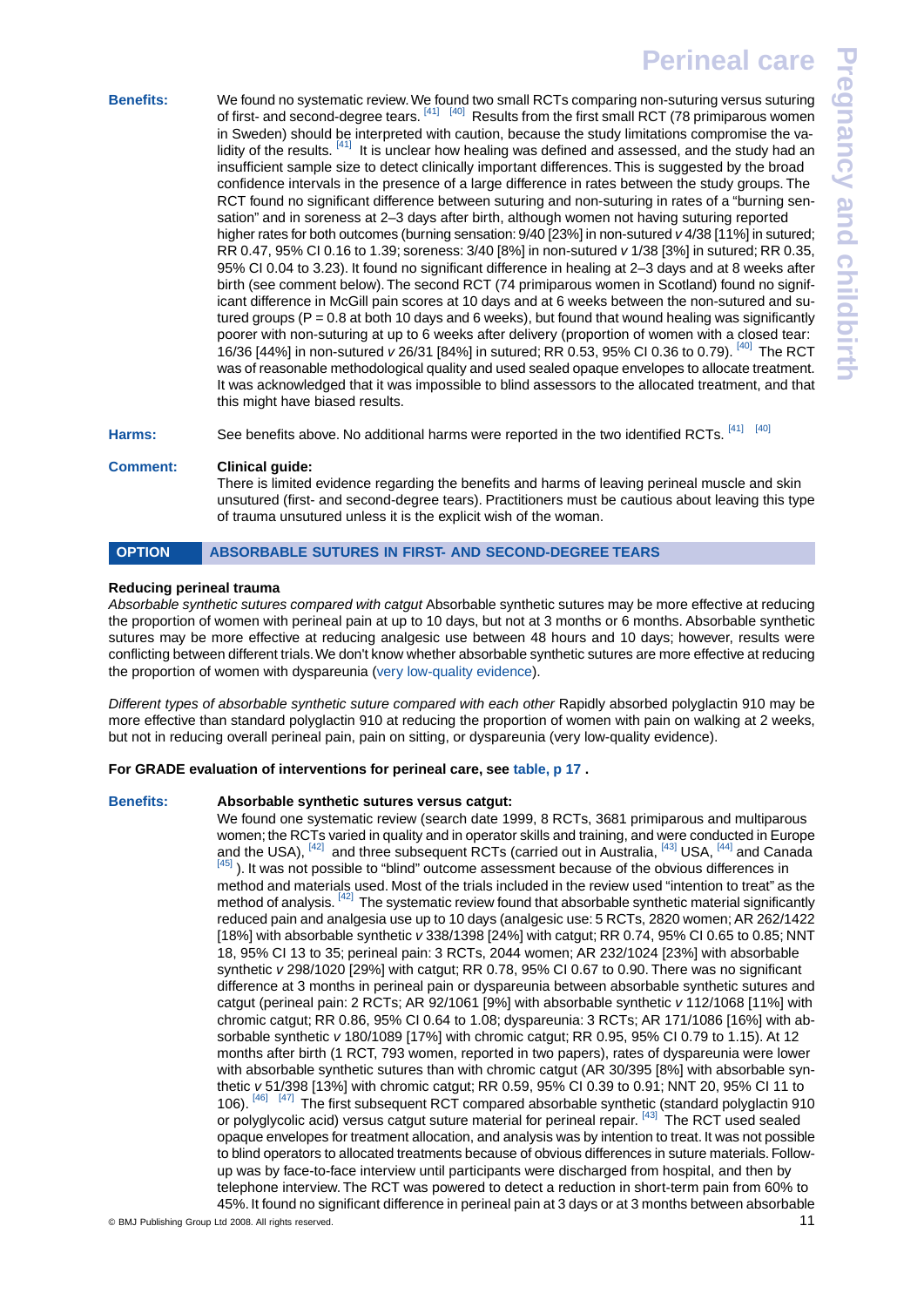**Benefits:** We found no systematic review. We found two small RCTs comparing non-suturing versus suturing of first- and second-degree tears. [41] [40] Results from the first small RCT (78 primiparous women in Sweden) should be interpreted with caution, because the study limitations compromise the validity of the results. [41] It is unclear how healing was defined and assessed, and the study had an insufficient sample size to detect clinically important differences. This is suggested by the broad confidence intervals in the presence of a large difference in rates between the study groups. The RCT found no significant difference between suturing and non-suturing in rates of a "burning sensation" and in soreness at 2–3 days after birth, although women not having suturing reported higher rates for both outcomes (burning sensation: 9/40 [23%] in non-sutured *v* 4/38 [11%] in sutured; RR 0.47, 95% CI 0.16 to 1.39; soreness: 3/40 [8%] in non-sutured *v* 1/38 [3%] in sutured; RR 0.35, 95% CI 0.04 to 3.23). It found no significant difference in healing at 2–3 days and at 8 weeks after birth (see comment below). The second RCT (74 primiparous women in Scotland) found no significant difference in McGill pain scores at 10 days and at 6 weeks between the non-sutured and sutured groups (P = 0.8 at both 10 days and 6 weeks), but found that wound healing was significantly poorer with non-suturing at up to 6 weeks after delivery (proportion of women with a closed tear: 16/36 [44%] in non-sutured *v* 26/31 [84%] in sutured; RR 0.53, 95% CI 0.36 to 0.79). [40] The RCT was of reasonable methodological quality and used sealed opaque envelopes to allocate treatment. It was acknowledged that it was impossible to blind assessors to the allocated treatment, and that this might have biased results.

**Harms:** See benefits above. No additional harms were reported in the two identified RCTs. [41] [40]

**Comment:** **Clinical guide:**
There is limited evidence regarding the benefits and harms of leaving perineal muscle and skin unsutured (first- and second-degree tears). Practitioners must be cautious about leaving this type of trauma unsutured unless it is the explicit wish of the woman.

## OPTION ABSORBABLE SUTURES IN FIRST- AND SECOND-DEGREE TEARS

**Reducing perineal trauma**

*Absorbable synthetic sutures compared with catgut* Absorbable synthetic sutures may be more effective at reducing the proportion of women with perineal pain at up to 10 days, but not at 3 months or 6 months. Absorbable synthetic sutures may be more effective at reducing analgesic use between 48 hours and 10 days; however, results were conflicting between different trials. We don't know whether absorbable synthetic sutures are more effective at reducing the proportion of women with dyspareunia (very low-quality evidence).

*Different types of absorbable synthetic suture compared with each other* Rapidly absorbed polyglactin 910 may be more effective than standard polyglactin 910 at reducing the proportion of women with pain on walking at 2 weeks, but not in reducing overall perineal pain, pain on sitting, or dyspareunia (very low-quality evidence).

**For GRADE evaluation of interventions for perineal care, see table, p 17 .**

**Benefits:** **Absorbable synthetic sutures versus catgut:**
We found one systematic review (search date 1999, 8 RCTs, 3681 primiparous and multiparous women; the RCTs varied in quality and in operator skills and training, and were conducted in Europe and the USA), [42] and three subsequent RCTs (carried out in Australia, [43] USA, [44] and Canada [45] ). It was not possible to "blind" outcome assessment because of the obvious differences in method and materials used. Most of the trials included in the review used "intention to treat" as the method of analysis. [42] The systematic review found that absorbable synthetic material significantly reduced pain and analgesia use up to 10 days (analgesic use: 5 RCTs, 2820 women; AR 262/1422 [18%] with absorbable synthetic *v* 338/1398 [24%] with catgut; RR 0.74, 95% CI 0.65 to 0.85; NNT 18, 95% CI 13 to 35; perineal pain: 3 RCTs, 2044 women; AR 232/1024 [23%] with absorbable synthetic *v* 298/1020 [29%] with catgut; RR 0.78, 95% CI 0.67 to 0.90. There was no significant difference at 3 months in perineal pain or dyspareunia between absorbable synthetic sutures and catgut (perineal pain: 2 RCTs; AR 92/1061 [9%] with absorbable synthetic *v* 112/1068 [11%] with chromic catgut; RR 0.86, 95% CI 0.64 to 1.08; dyspareunia: 3 RCTs; AR 171/1086 [16%] with absorbable synthetic *v* 180/1089 [17%] with chromic catgut; RR 0.95, 95% CI 0.79 to 1.15). At 12 months after birth (1 RCT, 793 women, reported in two papers), rates of dyspareunia were lower with absorbable synthetic sutures than with chromic catgut (AR 30/395 [8%] with absorbable synthetic *v* 51/398 [13%] with chromic catgut; RR 0.59, 95% CI 0.39 to 0.91; NNT 20, 95% CI 11 to 106). [46] [47] The first subsequent RCT compared absorbable synthetic (standard polyglactin 910 or polyglycolic acid) versus catgut suture material for perineal repair. [43] The RCT used sealed opaque envelopes for treatment allocation, and analysis was by intention to treat. It was not possible to blind operators to allocated treatments because of obvious differences in suture materials. Follow-up was by face-to-face interview until participants were discharged from hospital, and then by telephone interview. The RCT was powered to detect a reduction in short-term pain from 60% to 45%. It found no significant difference in perineal pain at 3 days or at 3 months between absorbable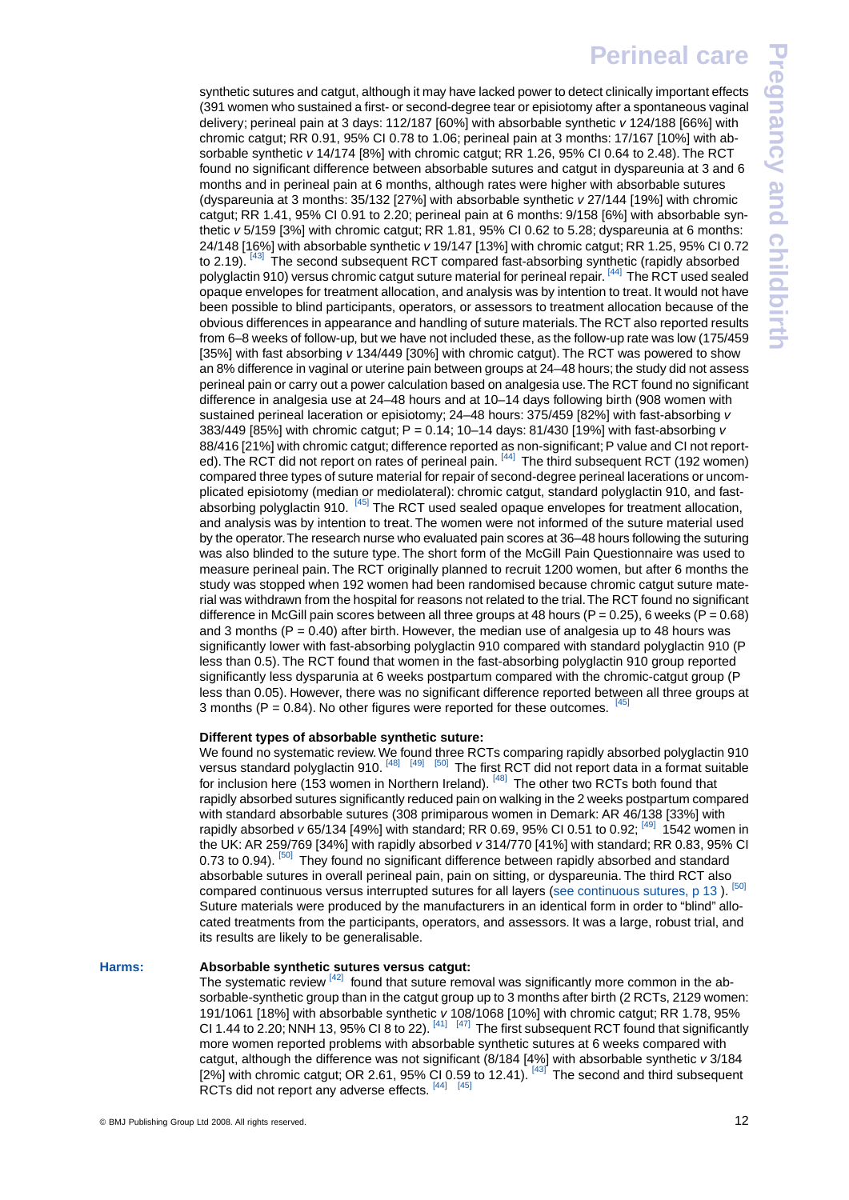synthetic sutures and catgut, although it may have lacked power to detect clinically important effects (391 women who sustained a first- or second-degree tear or episiotomy after a spontaneous vaginal delivery; perineal pain at 3 days: 112/187 [60%] with absorbable synthetic *v* 124/188 [66%] with chronic catgut; RR 0.91, 95% CI 0.78 to 1.06; perineal pain at 3 months: 17/167 [10%] with absorbable synthetic *v* 14/174 [8%] with chronic catgut; RR 1.26, 95% CI 0.64 to 2.48). The RCT found no significant difference between absorbable sutures and catgut in dyspareunia at 3 and 6 months and in perineal pain at 6 months, although rates were higher with absorbable sutures (dyspareunia at 3 months: 35/132 [27%] with absorbable synthetic *v* 27/144 [19%] with chronic catgut; RR 1.41, 95% CI 0.91 to 2.20; perineal pain at 6 months: 9/158 [6%] with absorbable synthetic *v* 5/159 [3%] with chronic catgut; RR 1.81, 95% CI 0.62 to 5.28; dyspareunia at 6 months: 24/148 [16%] with absorbable synthetic *v* 19/147 [13%] with chronic catgut; RR 1.25, 95% CI 0.72 to 2.19).[43] The second subsequent RCT compared fast-absorbing synthetic (rapidly absorbed polyglactin 910) versus chronic catgut suture material for perineal repair.[44] The RCT used sealed opaque envelopes for treatment allocation, and analysis was by intention to treat. It would not have been possible to blind participants, operators, or assessors to treatment allocation because of the obvious differences in appearance and handling of suture materials. The RCT also reported results from 6–8 weeks of follow-up, but we have not included these, as the follow-up rate was low (175/459 [35%] with fast absorbing *v* 134/449 [30%] with chronic catgut). The RCT was powered to show an 8% difference in vaginal or uterine pain between groups at 24–48 hours; the study did not assess perineal pain or carry out a power calculation based on analgesia use. The RCT found no significant difference in analgesia use at 24–48 hours and at 10–14 days following birth (908 women with sustained perineal laceration or episiotomy; 24–48 hours: 375/459 [82%] with fast-absorbing *v* 383/449 [85%] with chronic catgut; P = 0.14; 10–14 days: 81/430 [19%] with fast-absorbing *v* 88/416 [21%] with chronic catgut; difference reported as non-significant; P value and CI not reported). The RCT did not report on rates of perineal pain.[44] The third subsequent RCT (192 women) compared three types of suture material for repair of second-degree perineal lacerations or uncomplicated episiotomy (median or mediolateral): chronic catgut, standard polyglactin 910, and fast-absorbing polyglactin 910.[45] The RCT used sealed opaque envelopes for treatment allocation, and analysis was by intention to treat. The women were not informed of the suture material used by the operator. The research nurse who evaluated pain scores at 36–48 hours following the suturing was also blinded to the suture type. The short form of the McGill Pain Questionnaire was used to measure perineal pain. The RCT originally planned to recruit 1200 women, but after 6 months the study was stopped when 192 women had been randomised because chronic catgut suture material was withdrawn from the hospital for reasons not related to the trial. The RCT found no significant difference in McGill pain scores between all three groups at 48 hours (P = 0.25), 6 weeks (P = 0.68) and 3 months (P = 0.40) after birth. However, the median use of analgesia up to 48 hours was significantly lower with fast-absorbing polyglactin 910 compared with standard polyglactin 910 (P less than 0.5). The RCT found that women in the fast-absorbing polyglactin 910 group reported significantly less dysparunia at 6 weeks postpartum compared with the chronic-catgut group (P less than 0.05). However, there was no significant difference reported between all three groups at 3 months (P = 0.84). No other figures were reported for these outcomes.[45]

**Different types of absorbable synthetic suture:**
We found no systematic review. We found three RCTs comparing rapidly absorbed polyglactin 910 versus standard polyglactin 910.[48] [49] [50] The first RCT did not report data in a format suitable for inclusion here (153 women in Northern Ireland).[48] The other two RCTs both found that rapidly absorbed sutures significantly reduced pain on walking in the 2 weeks postpartum compared with standard absorbable sutures (308 primiparous women in Demark: AR 46/138 [33%] with rapidly absorbed *v* 65/134 [49%] with standard; RR 0.69, 95% CI 0.51 to 0.92;[49] 1542 women in the UK: AR 259/769 [34%] with rapidly absorbed *v* 314/770 [41%] with standard; RR 0.83, 95% CI 0.73 to 0.94).[50] They found no significant difference between rapidly absorbed and standard absorbable sutures in overall perineal pain, pain on sitting, or dyspareunia. The third RCT also compared continuous versus interrupted sutures for all layers (see continuous sutures, p 13 ).[50] Suture materials were produced by the manufacturers in an identical form in order to "blind" allocated treatments from the participants, operators, and assessors. It was a large, robust trial, and its results are likely to be generalisable.

**Harms:**

**Absorbable synthetic sutures versus catgut:**
The systematic review[42] found that suture removal was significantly more common in the absorbable-synthetic group than in the catgut group up to 3 months after birth (2 RCTs, 2129 women: 191/1061 [18%] with absorbable synthetic *v* 108/1068 [10%] with chronic catgut; RR 1.78, 95% CI 1.44 to 2.20; NNH 13, 95% CI 8 to 22).[41] [47] The first subsequent RCT found that significantly more women reported problems with absorbable synthetic sutures at 6 weeks compared with catgut, although the difference was not significant (8/184 [4%] with absorbable synthetic *v* 3/184 [2%] with chronic catgut; OR 2.61, 95% CI 0.59 to 12.41).[43] The second and third subsequent RCTs did not report any adverse effects.[44] [45]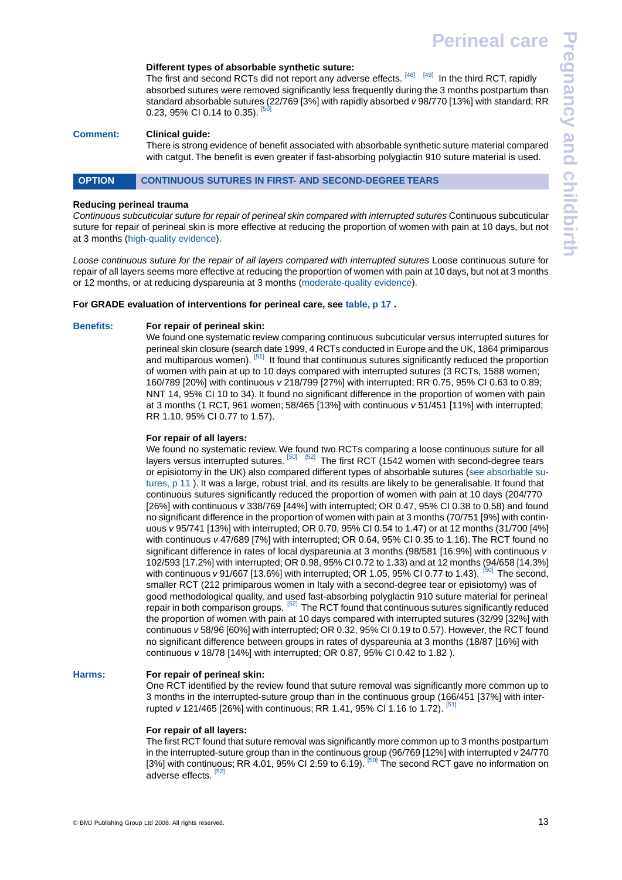**Different types of absorbable synthetic suture:**
The first and second RCTs did not report any adverse effects. [48] [49] In the third RCT, rapidly absorbed sutures were removed significantly less frequently during the 3 months postpartum than standard absorbable sutures (22/769 [3%] with rapidly absorbed *v* 98/770 [13%] with standard; RR 0.23, 95% CI 0.14 to 0.35). [50]

**Comment:**

**Clinical guide:**
There is strong evidence of benefit associated with absorbable synthetic suture material compared with catgut. The benefit is even greater if fast-absorbing polyglactin 910 suture material is used.

## OPTION — CONTINUOUS SUTURES IN FIRST- AND SECOND-DEGREE TEARS

**Reducing perineal trauma**

*Continuous subcuticular suture for repair of perineal skin compared with interrupted sutures* Continuous subcuticular suture for repair of perineal skin is more effective at reducing the proportion of women with pain at 10 days, but not at 3 months (high-quality evidence).

*Loose continuous suture for the repair of all layers compared with interrupted sutures* Loose continuous suture for repair of all layers seems more effective at reducing the proportion of women with pain at 10 days, but not at 3 months or 12 months, or at reducing dyspareunia at 3 months (moderate-quality evidence).

**For GRADE evaluation of interventions for perineal care, see table, p 17 .**

**Benefits:**

**For repair of perineal skin:**
We found one systematic review comparing continuous subcuticular versus interrupted sutures for perineal skin closure (search date 1999, 4 RCTs conducted in Europe and the UK, 1864 primiparous and multiparous women). [51] It found that continuous sutures significantly reduced the proportion of women with pain at up to 10 days compared with interrupted sutures (3 RCTs, 1588 women; 160/789 [20%] with continuous *v* 218/799 [27%] with interrupted; RR 0.75, 95% CI 0.63 to 0.89; NNT 14, 95% CI 10 to 34). It found no significant difference in the proportion of women with pain at 3 months (1 RCT, 961 women; 58/465 [13%] with continuous *v* 51/451 [11%] with interrupted; RR 1.10, 95% CI 0.77 to 1.57).

**For repair of all layers:**
We found no systematic review. We found two RCTs comparing a loose continuous suture for all layers versus interrupted sutures. [50] [52] The first RCT (1542 women with second-degree tears or episiotomy in the UK) also compared different types of absorbable sutures (see absorbable sutures, p 11 ). It was a large, robust trial, and its results are likely to be generalisable. It found that continuous sutures significantly reduced the proportion of women with pain at 10 days (204/770 [26%] with continuous *v* 338/769 [44%] with interrupted; OR 0.47, 95% CI 0.38 to 0.58) and found no significant difference in the proportion of women with pain at 3 months (70/751 [9%] with continuous *v* 95/741 [13%] with interrupted; OR 0.70, 95% CI 0.54 to 1.47) or at 12 months (31/700 [4%] with continuous *v* 47/689 [7%] with interrupted; OR 0.64, 95% CI 0.35 to 1.16). The RCT found no significant difference in rates of local dyspareunia at 3 months (98/581 [16.9%] with continuous *v* 102/593 [17.2%] with interrupted; OR 0.98, 95% CI 0.72 to 1.33) and at 12 months (94/658 [14.3%] with continuous *v* 91/667 [13.6%] with interrupted; OR 1.05, 95% CI 0.77 to 1.43). [50] The second, smaller RCT (212 primiparous women in Italy with a second-degree tear or episiotomy) was of good methodological quality, and used fast-absorbing polyglactin 910 suture material for perineal repair in both comparison groups. [52] The RCT found that continuous sutures significantly reduced the proportion of women with pain at 10 days compared with interrupted sutures (32/99 [32%] with continuous *v* 58/96 [60%] with interrupted; OR 0.32, 95% CI 0.19 to 0.57). However, the RCT found no significant difference between groups in rates of dyspareunia at 3 months (18/87 [16%] with continuous *v* 18/78 [14%] with interrupted; OR 0.87, 95% CI 0.42 to 1.82 ).

**Harms:**

**For repair of perineal skin:**
One RCT identified by the review found that suture removal was significantly more common up to 3 months in the interrupted-suture group than in the continuous group (166/451 [37%] with interrupted *v* 121/465 [26%] with continuous; RR 1.41, 95% CI 1.16 to 1.72). [51]

**For repair of all layers:**
The first RCT found that suture removal was significantly more common up to 3 months postpartum in the interrupted-suture group than in the continuous group (96/769 [12%] with interrupted *v* 24/770 [3%] with continuous; RR 4.01, 95% CI 2.59 to 6.19). [50] The second RCT gave no information on adverse effects. [52]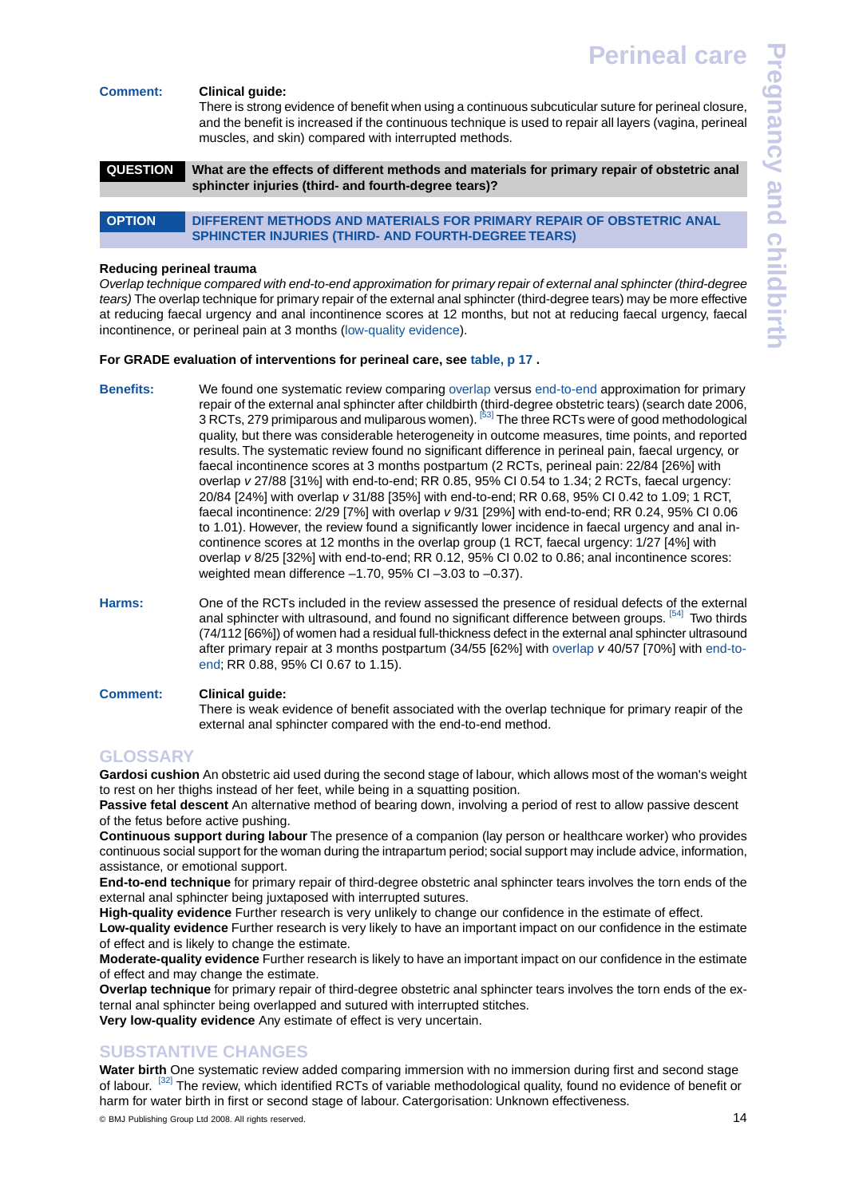**Comment:** **Clinical guide:**
There is strong evidence of benefit when using a continuous subcuticular suture for perineal closure, and the benefit is increased if the continuous technique is used to repair all layers (vagina, perineal muscles, and skin) compared with interrupted methods.

**QUESTION** **What are the effects of different methods and materials for primary repair of obstetric anal sphincter injuries (third- and fourth-degree tears)?**

**OPTION** **DIFFERENT METHODS AND MATERIALS FOR PRIMARY REPAIR OF OBSTETRIC ANAL SPHINCTER INJURIES (THIRD- AND FOURTH-DEGREE TEARS)**

**Reducing perineal trauma**

*Overlap technique compared with end-to-end approximation for primary repair of external anal sphincter (third-degree tears)* The overlap technique for primary repair of the external anal sphincter (third-degree tears) may be more effective at reducing faecal urgency and anal incontinence scores at 12 months, but not at reducing faecal urgency, faecal incontinence, or perineal pain at 3 months (low-quality evidence).

**For GRADE evaluation of interventions for perineal care, see table, p 17 .**

**Benefits:** We found one systematic review comparing overlap versus end-to-end approximation for primary repair of the external anal sphincter after childbirth (third-degree obstetric tears) (search date 2006, 3 RCTs, 279 primiparous and muliparous women).[53] The three RCTs were of good methodological quality, but there was considerable heterogeneity in outcome measures, time points, and reported results. The systematic review found no significant difference in perineal pain, faecal urgency, or faecal incontinence scores at 3 months postpartum (2 RCTs, perineal pain: 22/84 [26%] with overlap *v* 27/88 [31%] with end-to-end; RR 0.85, 95% CI 0.54 to 1.34; 2 RCTs, faecal urgency: 20/84 [24%] with overlap *v* 31/88 [35%] with end-to-end; RR 0.68, 95% CI 0.42 to 1.09; 1 RCT, faecal incontinence: 2/29 [7%] with overlap *v* 9/31 [29%] with end-to-end; RR 0.24, 95% CI 0.06 to 1.01). However, the review found a significantly lower incidence in faecal urgency and anal incontinence scores at 12 months in the overlap group (1 RCT, faecal urgency: 1/27 [4%] with overlap *v* 8/25 [32%] with end-to-end; RR 0.12, 95% CI 0.02 to 0.86; anal incontinence scores: weighted mean difference –1.70, 95% CI –3.03 to –0.37).

**Harms:** One of the RCTs included in the review assessed the presence of residual defects of the external anal sphincter with ultrasound, and found no significant difference between groups.[54] Two thirds (74/112 [66%]) of women had a residual full-thickness defect in the external anal sphincter ultrasound after primary repair at 3 months postpartum (34/55 [62%] with overlap *v* 40/57 [70%] with end-to-end; RR 0.88, 95% CI 0.67 to 1.15).

**Comment:** **Clinical guide:**
There is weak evidence of benefit associated with the overlap technique for primary reapir of the external anal sphincter compared with the end-to-end method.

## GLOSSARY

**Gardosi cushion** An obstetric aid used during the second stage of labour, which allows most of the woman's weight to rest on her thighs instead of her feet, while being in a squatting position.
**Passive fetal descent** An alternative method of bearing down, involving a period of rest to allow passive descent of the fetus before active pushing.
**Continuous support during labour** The presence of a companion (lay person or healthcare worker) who provides continuous social support for the woman during the intrapartum period; social support may include advice, information, assistance, or emotional support.
**End-to-end technique** for primary repair of third-degree obstetric anal sphincter tears involves the torn ends of the external anal sphincter being juxtaposed with interrupted sutures.
**High-quality evidence** Further research is very unlikely to change our confidence in the estimate of effect.
**Low-quality evidence** Further research is very likely to have an important impact on our confidence in the estimate of effect and is likely to change the estimate.
**Moderate-quality evidence** Further research is likely to have an important impact on our confidence in the estimate of effect and may change the estimate.
**Overlap technique** for primary repair of third-degree obstetric anal sphincter tears involves the torn ends of the external anal sphincter being overlapped and sutured with interrupted stitches.
**Very low-quality evidence** Any estimate of effect is very uncertain.

## SUBSTANTIVE CHANGES

**Water birth** One systematic review added comparing immersion with no immersion during first and second stage of labour.[32] The review, which identified RCTs of variable methodological quality, found no evidence of benefit or harm for water birth in first or second stage of labour. Catergorisation: Unknown effectiveness.

© BMJ Publishing Group Ltd 2008. All rights reserved.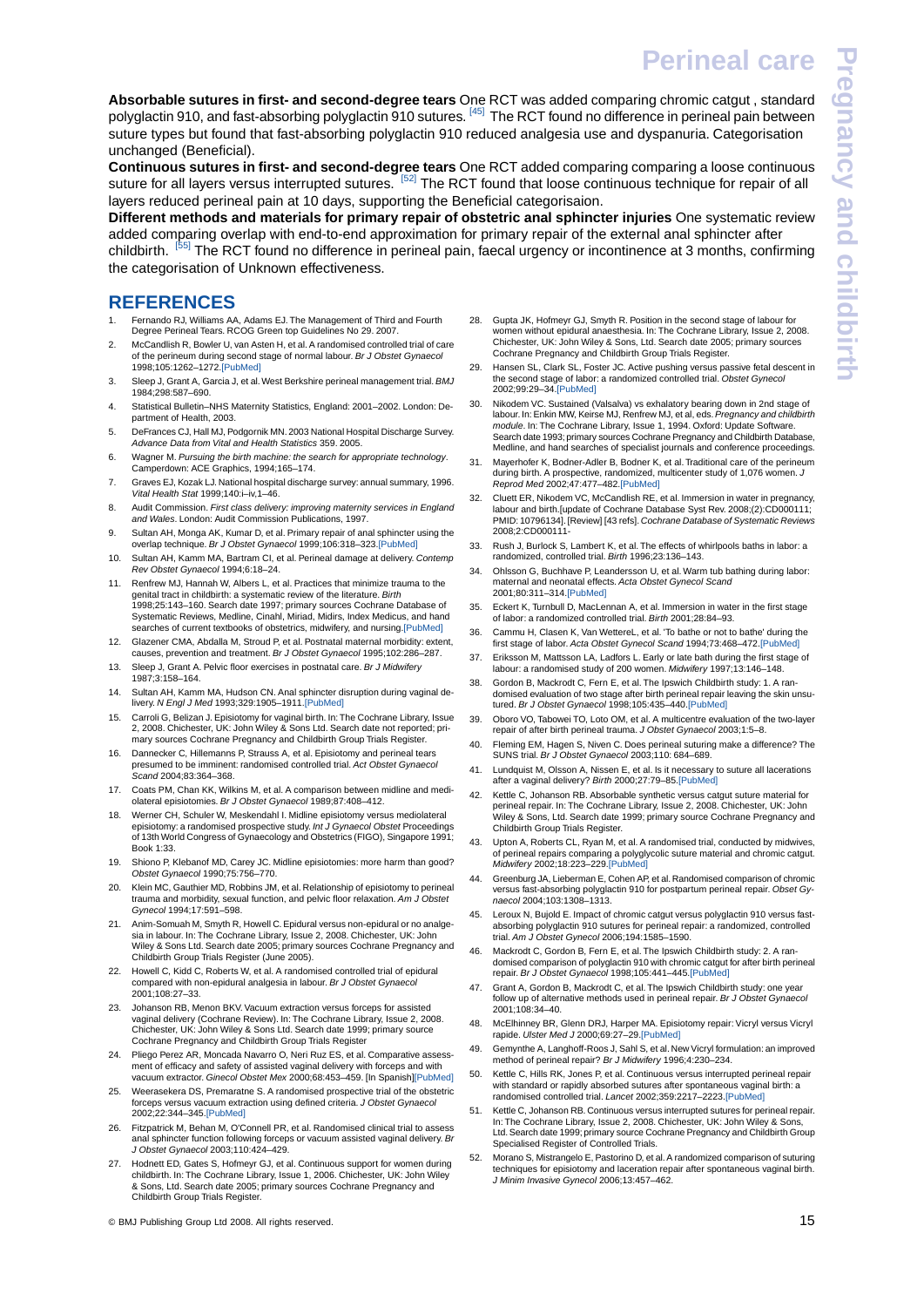**Absorbable sutures in first- and second-degree tears** One RCT was added comparing chromic catgut , standard polyglactin 910, and fast-absorbing polyglactin 910 sutures. [45] The RCT found no difference in perineal pain between suture types but found that fast-absorbing polyglactin 910 reduced analgesia use and dyspanuria. Categorisation unchanged (Beneficial).

**Continuous sutures in first- and second-degree tears** One RCT added comparing comparing a loose continuous suture for all layers versus interrupted sutures. [52] The RCT found that loose continuous technique for repair of all layers reduced perineal pain at 10 days, supporting the Beneficial categorisaion.

**Different methods and materials for primary repair of obstetric anal sphincter injuries** One systematic review added comparing overlap with end-to-end approximation for primary repair of the external anal sphincter after childbirth. [55] The RCT found no difference in perineal pain, faecal urgency or incontinence at 3 months, confirming the categorisation of Unknown effectiveness.

## REFERENCES

1. Fernando RJ, Williams AA, Adams EJ. The Management of Third and Fourth Degree Perineal Tears. RCOG Green top Guidelines No 29. 2007.
2. McCandlish R, Bowler U, van Asten H, et al. A randomised controlled trial of care of the perineum during second stage of normal labour. *Br J Obstet Gynaecol* 1998;105:1262–1272.[PubMed]
3. Sleep J, Grant A, Garcia J, et al. West Berkshire perineal management trial. *BMJ* 1984;298:587–690.
4. Statistical Bulletin–NHS Maternity Statistics, England: 2001–2002. London: Department of Health, 2003.
5. DeFrances CJ, Hall MJ, Podgornik MN. 2003 National Hospital Discharge Survey. *Advance Data from Vital and Health Statistics* 359. 2005.
6. Wagner M. *Pursuing the birth machine: the search for appropriate technology*. Camperdown: ACE Graphics, 1994;165–174.
7. Graves EJ, Kozak LJ. National hospital discharge survey: annual summary, 1996. *Vital Health Stat* 1999;140:i–iv,1–46.
8. Audit Commission. *First class delivery: improving maternity services in England and Wales*. London: Audit Commission Publications, 1997.
9. Sultan AH, Monga AK, Kumar D, et al. Primary repair of anal sphincter using the overlap technique. *Br J Obstet Gynaecol* 1999;106:318–323.[PubMed]
10. Sultan AH, Kamm MA, Bartram CI, et al. Perineal damage at delivery. *Contemp Rev Obstet Gynaecol* 1994;6:18–24.
11. Renfrew MJ, Hannah W, Albers L, et al. Practices that minimize trauma to the genital tract in childbirth: a systematic review of the literature. *Birth* 1998;25:143–160. Search date 1997; primary sources Cochrane Database of Systematic Reviews, Medline, Cinahl, Miriad, Midirs, Index Medicus, and hand searches of current textbooks of obstetrics, midwifery, and nursing.[PubMed]
12. Glazener CMA, Abdalla M, Stroud P, et al. Postnatal maternal morbidity: extent, causes, prevention and treatment. *Br J Obstet Gynaecol* 1995;102:286–287.
13. Sleep J, Grant A. Pelvic floor exercises in postnatal care. *Br J Midwifery* 1987;3:158–164.
14. Sultan AH, Kamm MA, Hudson CN. Anal sphincter disruption during vaginal delivery. *N Engl J Med* 1993;329:1905–1911.[PubMed]
15. Carroli G, Belizan J. Episiotomy for vaginal birth. In: The Cochrane Library, Issue 2, 2008. Chichester, UK: John Wiley & Sons Ltd. Search date not reported; primary sources Cochrane Pregnancy and Childbirth Group Trials Register.
16. Dannecker C, Hillemanns P, Strauss A, et al. Episiotomy and perineal tears presumed to be imminent: randomised controlled trial. *Act Obstet Gynaecol Scand* 2004;83:364–368.
17. Coats PM, Chan KK, Wilkins M, et al. A comparison between midline and mediolateral episiotomies. *Br J Obstet Gynaecol* 1989;87:408–412.
18. Werner CH, Schuler W, Meskendahl I. Midline episiotomy versus mediolateral episiotomy: a randomised prospective study. *Int J Gynaecol Obstet* Proceedings of 13th World Congress of Gynaecology and Obstetrics (FIGO), Singapore 1991; Book 1:33.
19. Shiono P, Klebanof MD, Carey JC. Midline episiotomies: more harm than good? *Obstet Gynaecol* 1990;75:756–770.
20. Klein MC, Gauthier MD, Robbins JM, et al. Relationship of episiotomy to perineal trauma and morbidity, sexual function, and pelvic floor relaxation. *Am J Obstet Gynecol* 1994;17:591–598.
21. Anim-Somuah M, Smyth R, Howell C. Epidural versus non-epidural or no analgesia in labour. In: The Cochrane Library, Issue 2, 2008. Chichester, UK: John Wiley & Sons Ltd. Search date 2005; primary sources Cochrane Pregnancy and Childbirth Group Trials Register (June 2005).
22. Howell C, Kidd C, Roberts W, et al. A randomised controlled trial of epidural compared with non-epidural analgesia in labour. *Br J Obstet Gynaecol* 2001;108:27–33.
23. Johanson RB, Menon BKV. Vacuum extraction versus forceps for assisted vaginal delivery (Cochrane Review). In: The Cochrane Library, Issue 2, 2008. Chichester, UK: John Wiley & Sons Ltd. Search date 1999; primary source Cochrane Pregnancy and Childbirth Group Trials Register
24. Pliego Perez AR, Moncada Navarro O, Neri Ruz ES, et al. Comparative assessment of efficacy and safety of assisted vaginal delivery with forceps and with vacuum extractor. *Ginecol Obstet Mex* 2000;68:453–459. [In Spanish][PubMed]
25. Weerasekera DS, Premaratne S. A randomised prospective trial of the obstetric forceps versus vacuum extraction using defined criteria. *J Obstet Gynaecol* 2002;22:344–345.[PubMed]
26. Fitzpatrick M, Behan M, O'Connell PR, et al. Randomised clinical trial to assess anal sphincter function following forceps or vacuum assisted vaginal delivery. *Br J Obstet Gynaecol* 2003;110:424–429.
27. Hodnett ED, Gates S, Hofmeyr GJ, et al. Continuous support for women during childbirth. In: The Cochrane Library, Issue 1, 2006. Chichester, UK: John Wiley & Sons, Ltd. Search date 2005; primary sources Cochrane Pregnancy and Childbirth Group Trials Register.
28. Gupta JK, Hofmeyr GJ, Smyth R. Position in the second stage of labour for women without epidural anaesthesia. In: The Cochrane Library, Issue 2, 2008. Chichester, UK: John Wiley & Sons, Ltd. Search date 2005; primary sources Cochrane Pregnancy and Childbirth Group Trials Register.
29. Hansen SL, Clark SL, Foster JC. Active pushing versus passive fetal descent in the second stage of labor: a randomized controlled trial. *Obstet Gynecol* 2002;99:29–34.[PubMed]
30. Nikodem VC. Sustained (Valsalva) vs exhalatory bearing down in 2nd stage of labour. In: Enkin MW, Keirse MJ, Renfrew MJ, et al, eds. *Pregnancy and childbirth module*. In: The Cochrane Library, Issue 1, 1994. Oxford: Update Software. Search date 1993; primary sources Cochrane Pregnancy and Childbirth Database, Medline, and hand searches of specialist journals and conference proceedings.
31. Mayerhofer K, Bodner-Adler B, Bodner K, et al. Traditional care of the perineum during birth. A prospective, randomized, multicenter study of 1,076 women. *J Reprod Med* 2002;47:477–482.[PubMed]
32. Cluett ER, Nikodem VC, McCandlish RE, et al. Immersion in water in pregnancy, labour and birth.[update of Cochrane Database Syst Rev. 2008;(2):CD000111; PMID: 10796134]. [Review] [43 refs]. *Cochrane Database of Systematic Reviews* 2008;2:CD000111-
33. Rush J, Burlock S, Lambert K, et al. The effects of whirlpools baths in labor: a randomized, controlled trial. *Birth* 1996;23:136–143.
34. Ohlsson G, Buchhave P, Leandersson U, et al. Warm tub bathing during labor: maternal and neonatal effects. *Acta Obstet Gynecol Scand* 2001;80:311–314.[PubMed]
35. Eckert K, Turnbull D, MacLennan A, et al. Immersion in water in the first stage of labor: a randomized controlled trial. *Birth* 2001;28:84–93.
36. Cammu H, Clasen K, Van WettereL, et al. 'To bathe or not to bathe' during the first stage of labor. *Acta Obstet Gynecol Scand* 1994;73:468–472.[PubMed]
37. Eriksson M, Mattsson LA, Ladfors L. Early or late bath during the first stage of labour: a randomised study of 200 women. *Midwifery* 1997;13:146–148.
38. Gordon B, Mackrodt C, Fern E, et al. The Ipswich Childbirth study: 1. A randomised evaluation of two stage after birth perineal repair leaving the skin unsutured. *Br J Obstet Gynaecol* 1998;105:435–440.[PubMed]
39. Oboro VO, Tabowei TO, Loto OM, et al. A multicentre evaluation of the two-layer repair of after birth perineal trauma. *J Obstet Gynaecol* 2003;1:5–8.
40. Fleming EM, Hagen S, Niven C. Does perineal suturing make a difference? The SUNS trial. *Br J Obstet Gynaecol* 2003;110: 684–689.
41. Lundquist M, Olsson A, Nissen E, et al. Is it necessary to suture all lacerations after a vaginal delivery? *Birth* 2000;27:79–85.[PubMed]
42. Kettle C, Johanson RB. Absorbable synthetic versus catgut suture material for perineal repair. In: The Cochrane Library, Issue 2, 2008. Chichester, UK: John Wiley & Sons, Ltd. Search date 1999; primary source Cochrane Pregnancy and Childbirth Group Trials Register.
43. Upton A, Roberts CL, Ryan M, et al. A randomised trial, conducted by midwives, of perineal repairs comparing a polyglycolic suture material and chromic catgut. *Midwifery* 2002;18:223–229.[PubMed]
44. Greenburg JA, Lieberman E, Cohen AP, et al. Randomised comparison of chromic versus fast-absorbing polyglactin 910 for postpartum perineal repair. *Obset Gynaecol* 2004;103:1308–1313.
45. Leroux N, Bujold E. Impact of chromic catgut versus polyglactin 910 versus fast-absorbing polyglactin 910 sutures for perineal repair: a randomized, controlled trial. *Am J Obstet Gynecol* 2006;194:1585–1590.
46. Mackrodt C, Gordon B, Fern E, et al. The Ipswich Childbirth study: 2. A randomised comparison of polyglactin 910 with chromic catgut for after birth perineal repair. *Br J Obstet Gynaecol* 1998;105:441–445.[PubMed]
47. Grant A, Gordon B, Mackrodt C, et al. The Ipswich Childbirth study: one year follow up of alternative methods used in perineal repair. *Br J Obstet Gynaecol* 2001;108:34–40.
48. McElhinney BR, Glenn DRJ, Harper MA. Episiotomy repair: Vicryl versus Vicryl rapide. *Ulster Med J* 2000;69:27–29.[PubMed]
49. Gemynthe A, Langhoff-Roos J, Sahl S, et al. New Vicryl formulation: an improved method of perineal repair? *Br J Midwifery* 1996;4:230–234.
50. Kettle C, Hills RK, Jones P, et al. Continuous versus interrupted perineal repair with standard or rapidly absorbed sutures after spontaneous vaginal birth: a randomised controlled trial. *Lancet* 2002;359:2217–2223.[PubMed]
51. Kettle C, Johanson RB. Continuous versus interrupted sutures for perineal repair. In: The Cochrane Library, Issue 2, 2008. Chichester, UK: John Wiley & Sons, Ltd. Search date 1999; primary source Cochrane Pregnancy and Childbirth Group Specialised Register of Controlled Trials.
52. Morano S, Mistrangelo E, Pastorino D, et al. A randomized comparison of suturing techniques for episiotomy and laceration repair after spontaneous vaginal birth. *J Minim Invasive Gynecol* 2006;13:457–462.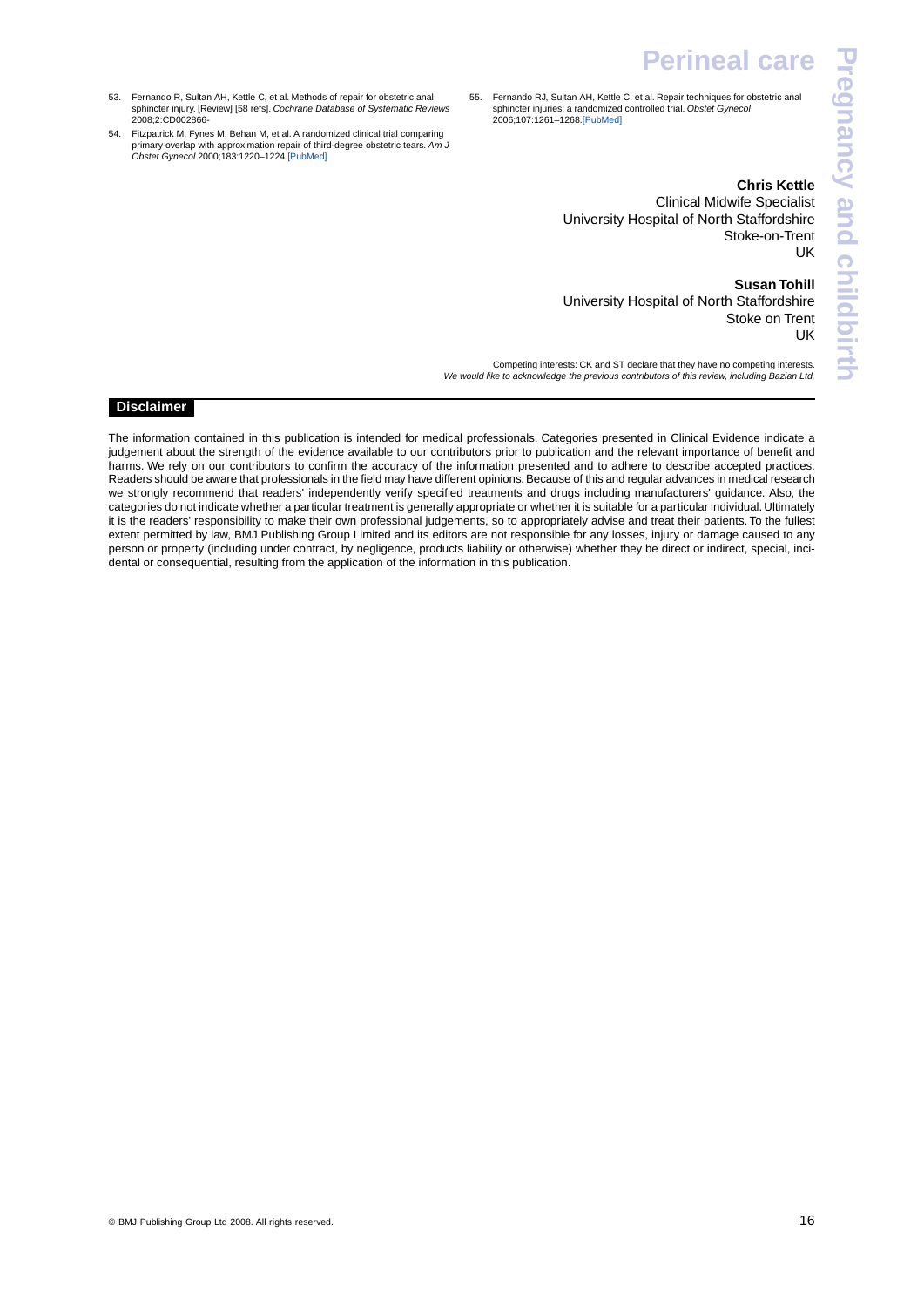53. Fernando R, Sultan AH, Kettle C, et al. Methods of repair for obstetric anal sphincter injury. [Review] [58 refs]. *Cochrane Database of Systematic Reviews* 2008;2:CD002866-
54. Fitzpatrick M, Fynes M, Behan M, et al. A randomized clinical trial comparing primary overlap with approximation repair of third-degree obstetric tears. *Am J Obstet Gynecol* 2000;183:1220–1224.[PubMed]
55. Fernando RJ, Sultan AH, Kettle C, et al. Repair techniques for obstetric anal sphincter injuries: a randomized controlled trial. *Obstet Gynecol* 2006;107:1261–1268.[PubMed]

**Chris Kettle**
Clinical Midwife Specialist
University Hospital of North Staffordshire
Stoke-on-Trent
UK

**Susan Tohill**
University Hospital of North Staffordshire
Stoke on Trent
UK

Competing interests: CK and ST declare that they have no competing interests.
*We would like to acknowledge the previous contributors of this review, including Bazian Ltd.*

## Disclaimer

The information contained in this publication is intended for medical professionals. Categories presented in Clinical Evidence indicate a judgement about the strength of the evidence available to our contributors prior to publication and the relevant importance of benefit and harms. We rely on our contributors to confirm the accuracy of the information presented and to adhere to describe accepted practices. Readers should be aware that professionals in the field may have different opinions. Because of this and regular advances in medical research we strongly recommend that readers' independently verify specified treatments and drugs including manufacturers' guidance. Also, the categories do not indicate whether a particular treatment is generally appropriate or whether it is suitable for a particular individual. Ultimately it is the readers' responsibility to make their own professional judgements, so to appropriately advise and treat their patients. To the fullest extent permitted by law, BMJ Publishing Group Limited and its editors are not responsible for any losses, injury or damage caused to any person or property (including under contract, by negligence, products liability or otherwise) whether they be direct or indirect, special, incidental or consequential, resulting from the application of the information in this publication.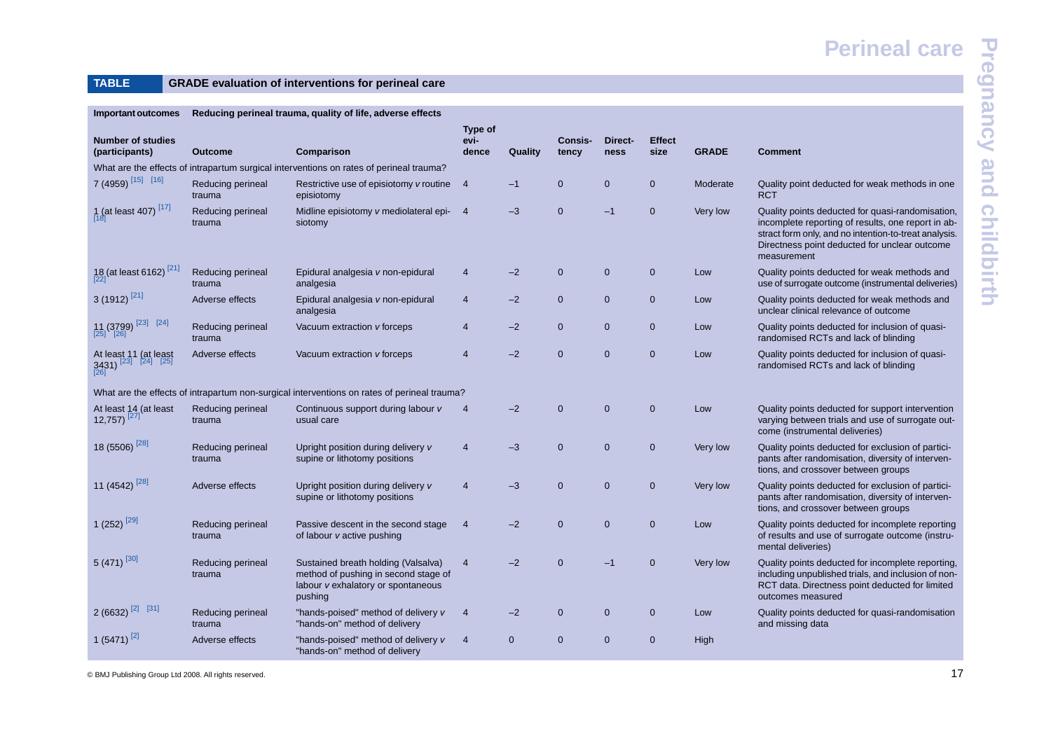## TABLE GRADE evaluation of interventions for perineal care

| Important outcomes | Reducing perineal trauma, quality of life, adverse effects | | | | | | | | |
|---|---|---|---|---|---|---|---|---|---|
| **Number of studies (participants)** | **Outcome** | **Comparison** | **Type of evidence** | **Quality** | **Consistency** | **Directness** | **Effect size** | **GRADE** | **Comment** |
| What are the effects of intrapartum surgical interventions on rates of perineal trauma? | | | | | | | | | |
| 7 (4959) [15] [16] | Reducing perineal trauma | Restrictive use of episiotomy *v* routine episiotomy | 4 | –1 | 0 | 0 | 0 | Moderate | Quality point deducted for weak methods in one RCT |
| 1 (at least 407) [17] [18] | Reducing perineal trauma | Midline episiotomy *v* mediolateral episiotomy | 4 | –3 | 0 | –1 | 0 | Very low | Quality points deducted for quasi-randomisation, incomplete reporting of results, one report in abstract form only, and no intention-to-treat analysis. Directness point deducted for unclear outcome measurement |
| 18 (at least 6162) [21] [22] | Reducing perineal trauma | Epidural analgesia *v* non-epidural analgesia | 4 | –2 | 0 | 0 | 0 | Low | Quality points deducted for weak methods and use of surrogate outcome (instrumental deliveries) |
| 3 (1912) [21] | Adverse effects | Epidural analgesia *v* non-epidural analgesia | 4 | –2 | 0 | 0 | 0 | Low | Quality points deducted for weak methods and unclear clinical relevance of outcome |
| 11 (3799) [23] [24] [25] [26] | Reducing perineal trauma | Vacuum extraction *v* forceps | 4 | –2 | 0 | 0 | 0 | Low | Quality points deducted for inclusion of quasi-randomised RCTs and lack of blinding |
| At least 11 (at least 3431) [23] [24] [25] [26] | Adverse effects | Vacuum extraction *v* forceps | 4 | –2 | 0 | 0 | 0 | Low | Quality points deducted for inclusion of quasi-randomised RCTs and lack of blinding |
| What are the effects of intrapartum non-surgical interventions on rates of perineal trauma? | | | | | | | | | |
| At least 14 (at least 12,757) [27] | Reducing perineal trauma | Continuous support during labour *v* usual care | 4 | –2 | 0 | 0 | 0 | Low | Quality points deducted for support intervention varying between trials and use of surrogate outcome (instrumental deliveries) |
| 18 (5506) [28] | Reducing perineal trauma | Upright position during delivery *v* supine or lithotomy positions | 4 | –3 | 0 | 0 | 0 | Very low | Quality points deducted for exclusion of participants after randomisation, diversity of interventions, and crossover between groups |
| 11 (4542) [28] | Adverse effects | Upright position during delivery *v* supine or lithotomy positions | 4 | –3 | 0 | 0 | 0 | Very low | Quality points deducted for exclusion of participants after randomisation, diversity of interventions, and crossover between groups |
| 1 (252) [29] | Reducing perineal trauma | Passive descent in the second stage of labour *v* active pushing | 4 | –2 | 0 | 0 | 0 | Low | Quality points deducted for incomplete reporting of results and use of surrogate outcome (instrumental deliveries) |
| 5 (471) [30] | Reducing perineal trauma | Sustained breath holding (Valsalva) method of pushing in second stage of labour *v* exhalatory or spontaneous pushing | 4 | –2 | 0 | –1 | 0 | Very low | Quality points deducted for incomplete reporting, including unpublished trials, and inclusion of non-RCT data. Directness point deducted for limited outcomes measured |
| 2 (6632) [2] [31] | Reducing perineal trauma | "hands-poised" method of delivery *v* "hands-on" method of delivery | 4 | –2 | 0 | 0 | 0 | Low | Quality points deducted for quasi-randomisation and missing data |
| 1 (5471) [2] | Adverse effects | "hands-poised" method of delivery *v* "hands-on" method of delivery | 4 | 0 | 0 | 0 | 0 | High | |

© BMJ Publishing Group Ltd 2008. All rights reserved.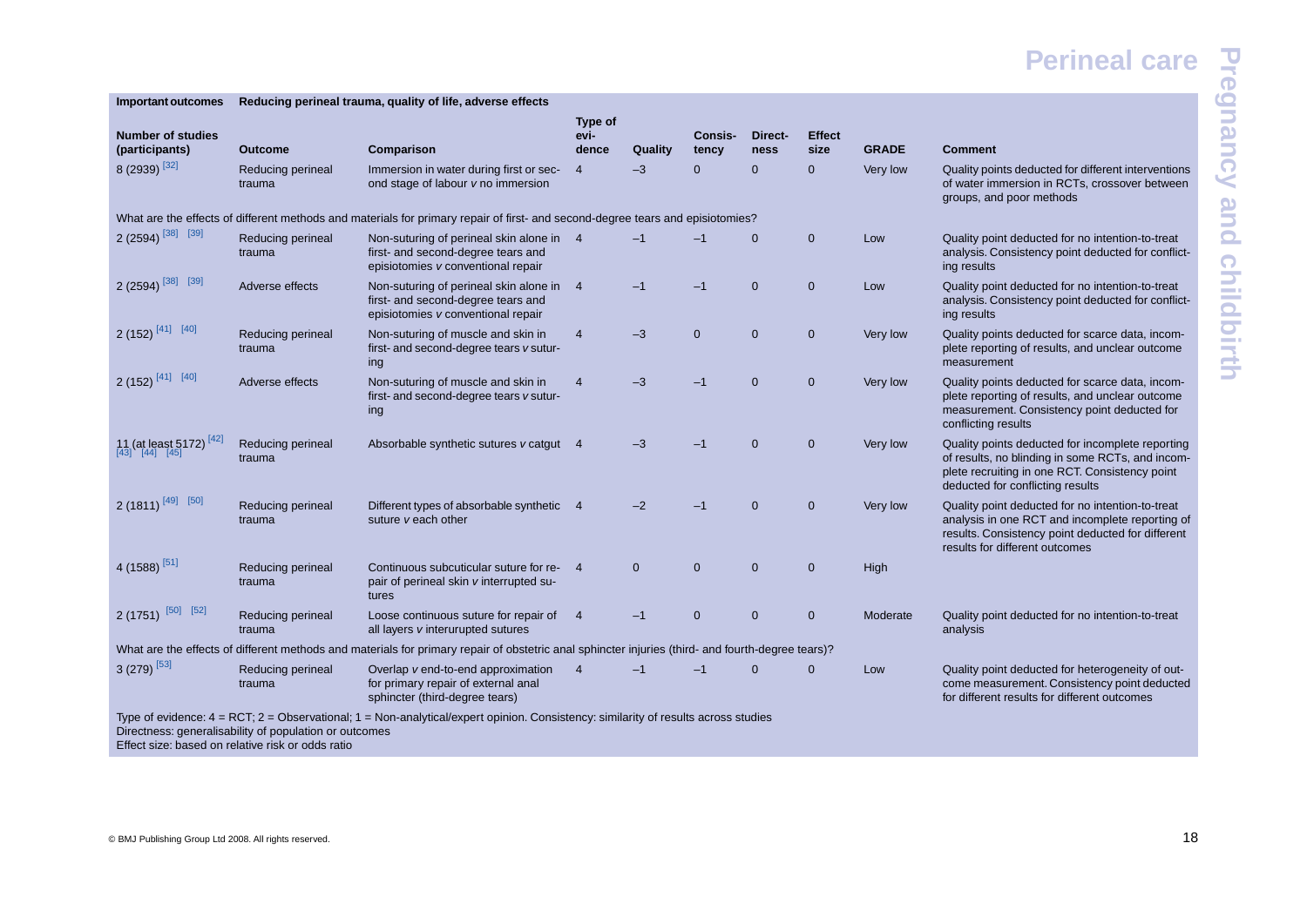| Important outcomes | Reducing perineal trauma, quality of life, adverse effects | | | | | | | | |
|---|---|---|---|---|---|---|---|---|---|
| Number of studies (participants) | Outcome | Comparison | Type of evidence | Quality | Consistency | Directness | Effect size | GRADE | Comment |
| 8 (2939) [32] | Reducing perineal trauma | Immersion in water during first or second stage of labour *v* no immersion | 4 | –3 | 0 | 0 | 0 | Very low | Quality points deducted for different interventions of water immersion in RCTs, crossover between groups, and poor methods |
| What are the effects of different methods and materials for primary repair of first- and second-degree tears and episiotomies? | | | | | | | | | |
| 2 (2594) [38] [39] | Reducing perineal trauma | Non-suturing of perineal skin alone in first- and second-degree tears and episiotomies *v* conventional repair | 4 | –1 | –1 | 0 | 0 | Low | Quality point deducted for no intention-to-treat analysis. Consistency point deducted for conflicting results |
| 2 (2594) [38] [39] | Adverse effects | Non-suturing of perineal skin alone in first- and second-degree tears and episiotomies *v* conventional repair | 4 | –1 | –1 | 0 | 0 | Low | Quality point deducted for no intention-to-treat analysis. Consistency point deducted for conflicting results |
| 2 (152) [41] [40] | Reducing perineal trauma | Non-suturing of muscle and skin in first- and second-degree tears *v* suturing | 4 | –3 | 0 | 0 | 0 | Very low | Quality points deducted for scarce data, incomplete reporting of results, and unclear outcome measurement |
| 2 (152) [41] [40] | Adverse effects | Non-suturing of muscle and skin in first- and second-degree tears *v* suturing | 4 | –3 | –1 | 0 | 0 | Very low | Quality points deducted for scarce data, incomplete reporting of results, and unclear outcome measurement. Consistency point deducted for conflicting results |
| 11 (at least 5172) [42] [43] [44] [45] | Reducing perineal trauma | Absorbable synthetic sutures *v* catgut | 4 | –3 | –1 | 0 | 0 | Very low | Quality points deducted for incomplete reporting of results, no blinding in some RCTs, and incomplete recruiting in one RCT. Consistency point deducted for conflicting results |
| 2 (1811) [49] [50] | Reducing perineal trauma | Different types of absorbable synthetic suture *v* each other | 4 | –2 | –1 | 0 | 0 | Very low | Quality point deducted for no intention-to-treat analysis in one RCT and incomplete reporting of results. Consistency point deducted for different results for different outcomes |
| 4 (1588) [51] | Reducing perineal trauma | Continuous subcuticular suture for repair of perineal skin *v* interrupted sutures | 4 | 0 | 0 | 0 | 0 | High | |
| 2 (1751) [50] [52] | Reducing perineal trauma | Loose continuous suture for repair of all layers *v* interurupted sutures | 4 | –1 | 0 | 0 | 0 | Moderate | Quality point deducted for no intention-to-treat analysis |
| What are the effects of different methods and materials for primary repair of obstetric anal sphincter injuries (third- and fourth-degree tears)? | | | | | | | | | |
| 3 (279) [53] | Reducing perineal trauma | Overlap *v* end-to-end approximation for primary repair of external anal sphincter (third-degree tears) | 4 | –1 | –1 | 0 | 0 | Low | Quality point deducted for heterogeneity of outcome measurement. Consistency point deducted for different results for different outcomes |

Type of evidence: 4 = RCT; 2 = Observational; 1 = Non-analytical/expert opinion. Consistency: similarity of results across studies
Directness: generalisability of population or outcomes
Effect size: based on relative risk or odds ratio

© BMJ Publishing Group Ltd 2008. All rights reserved.